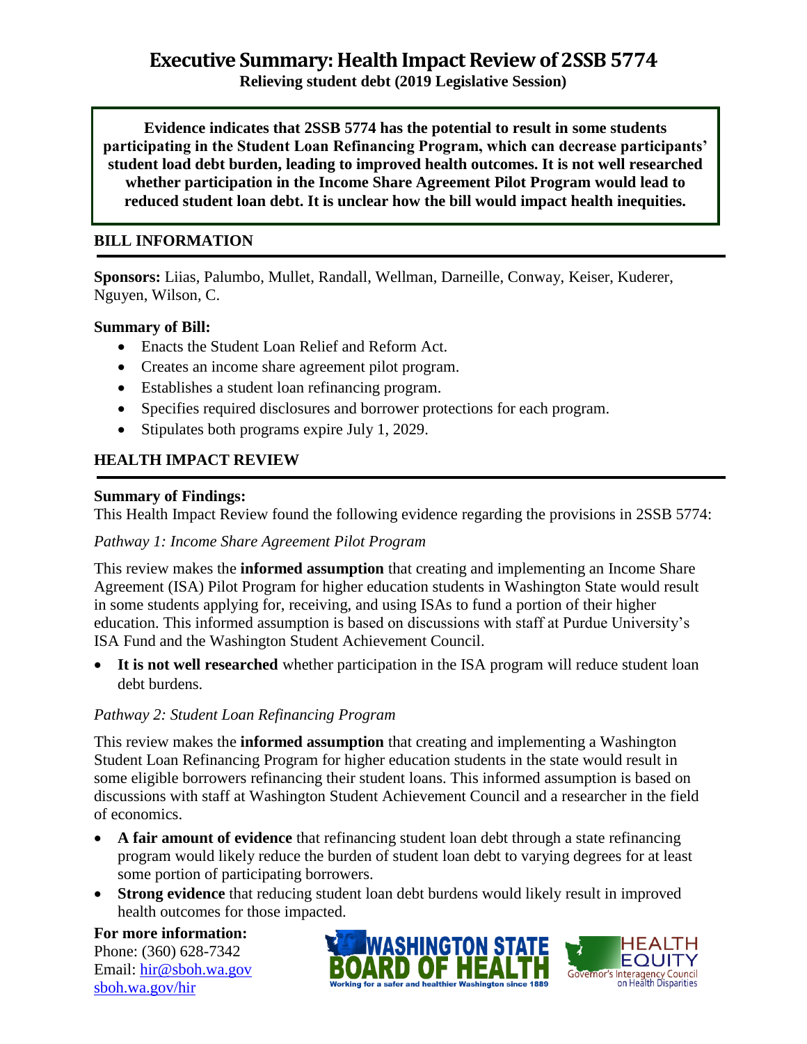# Executive Summary: Health Impact Review of 2SSB 5774

**Relieving student debt (2019 Legislative Session)**

**Evidence indicates that 2SSB 5774 has the potential to result in some students participating in the Student Loan Refinancing Program, which can decrease participants' student load debt burden, leading to improved health outcomes. It is not well researched whether participation in the Income Share Agreement Pilot Program would lead to reduced student loan debt. It is unclear how the bill would impact health inequities.**

## BILL INFORMATION

**Sponsors:** Liias, Palumbo, Mullet, Randall, Wellman, Darneille, Conway, Keiser, Kuderer, Nguyen, Wilson, C.

**Summary of Bill:**

- Enacts the Student Loan Relief and Reform Act.
- Creates an income share agreement pilot program.
- Establishes a student loan refinancing program.
- Specifies required disclosures and borrower protections for each program.
- Stipulates both programs expire July 1, 2029.

## HEALTH IMPACT REVIEW

**Summary of Findings:**

This Health Impact Review found the following evidence regarding the provisions in 2SSB 5774:

*Pathway 1: Income Share Agreement Pilot Program*

This review makes the **informed assumption** that creating and implementing an Income Share Agreement (ISA) Pilot Program for higher education students in Washington State would result in some students applying for, receiving, and using ISAs to fund a portion of their higher education. This informed assumption is based on discussions with staff at Purdue University's ISA Fund and the Washington Student Achievement Council.

- **It is not well researched** whether participation in the ISA program will reduce student loan debt burdens.

*Pathway 2: Student Loan Refinancing Program*

This review makes the **informed assumption** that creating and implementing a Washington Student Loan Refinancing Program for higher education students in the state would result in some eligible borrowers refinancing their student loans. This informed assumption is based on discussions with staff at Washington Student Achievement Council and a researcher in the field of economics.

- **A fair amount of evidence** that refinancing student loan debt through a state refinancing program would likely reduce the burden of student loan debt to varying degrees for at least some portion of participating borrowers.
- **Strong evidence** that reducing student loan debt burdens would likely result in improved health outcomes for those impacted.

**For more information:**
Phone: (360) 628-7342
Email: hir@sboh.wa.gov
sboh.wa.gov/hir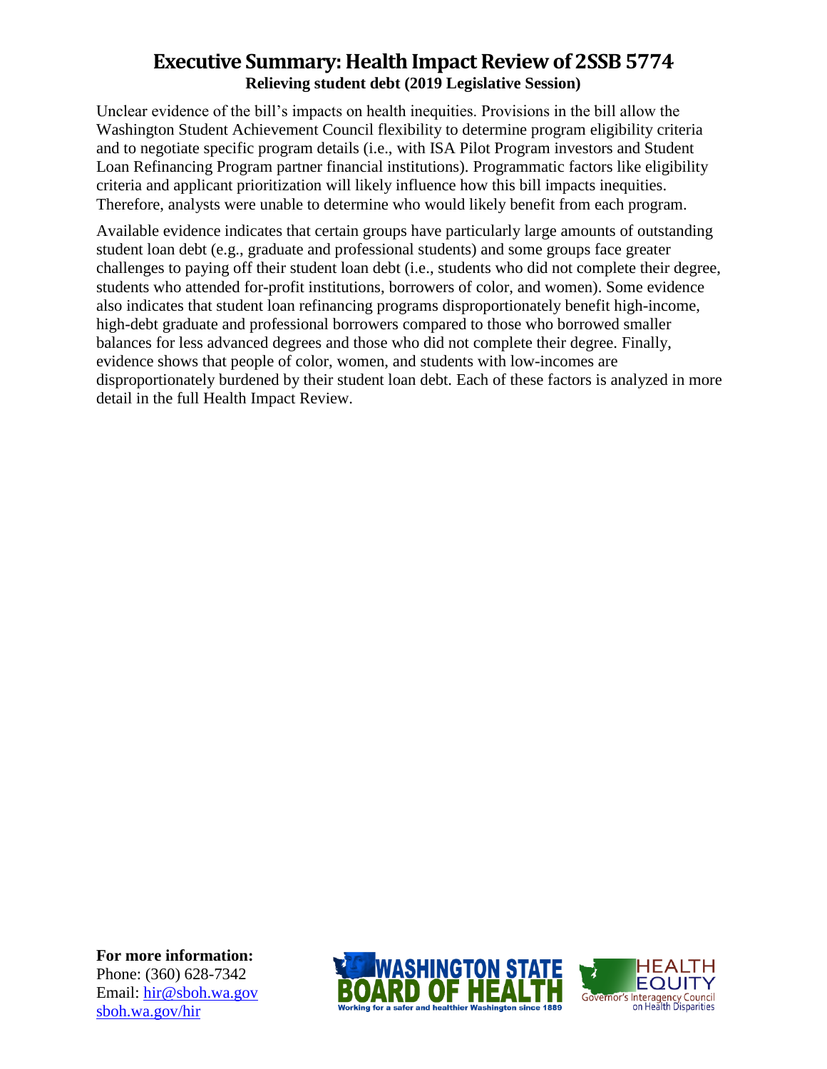# Executive Summary: Health Impact Review of 2SSB 5774

**Relieving student debt (2019 Legislative Session)**

Unclear evidence of the bill's impacts on health inequities. Provisions in the bill allow the Washington Student Achievement Council flexibility to determine program eligibility criteria and to negotiate specific program details (i.e., with ISA Pilot Program investors and Student Loan Refinancing Program partner financial institutions). Programmatic factors like eligibility criteria and applicant prioritization will likely influence how this bill impacts inequities. Therefore, analysts were unable to determine who would likely benefit from each program.

Available evidence indicates that certain groups have particularly large amounts of outstanding student loan debt (e.g., graduate and professional students) and some groups face greater challenges to paying off their student loan debt (i.e., students who did not complete their degree, students who attended for-profit institutions, borrowers of color, and women). Some evidence also indicates that student loan refinancing programs disproportionately benefit high-income, high-debt graduate and professional borrowers compared to those who borrowed smaller balances for less advanced degrees and those who did not complete their degree. Finally, evidence shows that people of color, women, and students with low-incomes are disproportionately burdened by their student loan debt. Each of these factors is analyzed in more detail in the full Health Impact Review.

**For more information:**
Phone: (360) 628-7342
Email: hir@sboh.wa.gov
sboh.wa.gov/hir

WASHINGTON STATE BOARD OF HEALTH
Working for a safer and healthier Washington since 1889

HEALTH EQUITY
Governor's Interagency Council on Health Disparities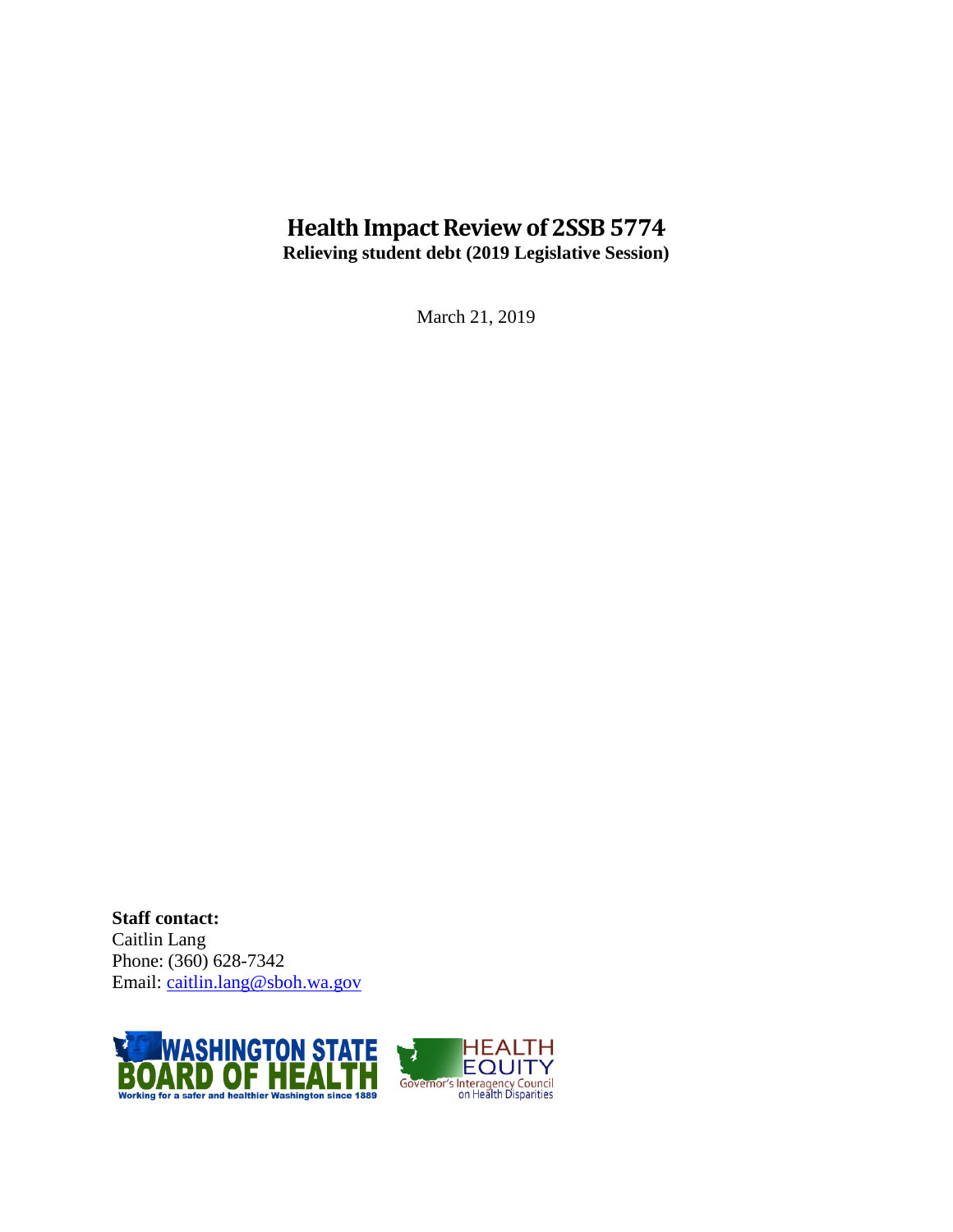# Health Impact Review of 2SSB 5774

**Relieving student debt (2019 Legislative Session)**

March 21, 2019

**Staff contact:**
Caitlin Lang
Phone: (360) 628-7342
Email: caitlin.lang@sboh.wa.gov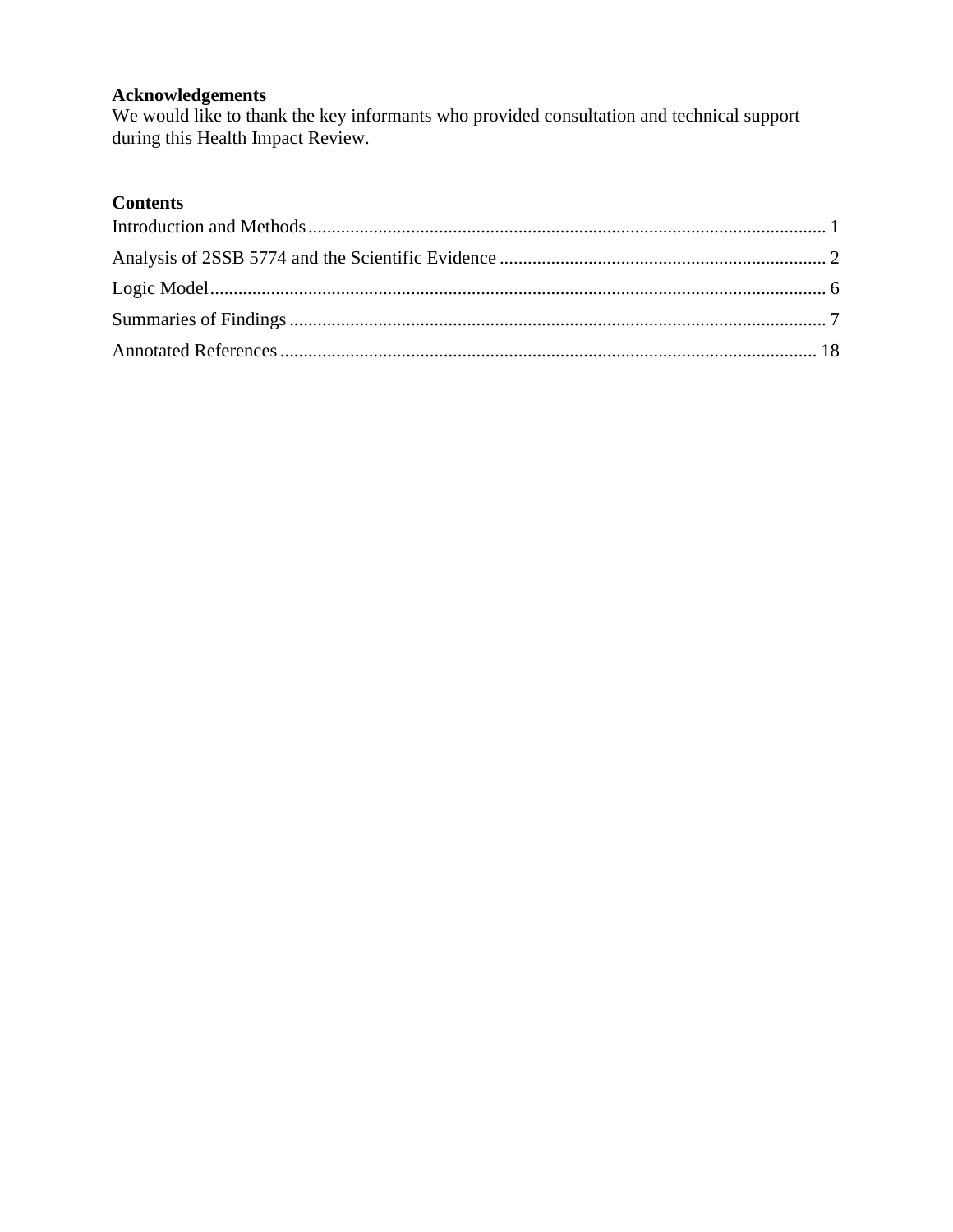**Acknowledgements**

We would like to thank the key informants who provided consultation and technical support during this Health Impact Review.

**Contents**

Introduction and Methods ........................................................................................................ 1

Analysis of 2SSB 5774 and the Scientific Evidence ..................................................................... 2

Logic Model ................................................................................................................................ 6

Summaries of Findings ................................................................................................................ 7

Annotated References ................................................................................................................ 18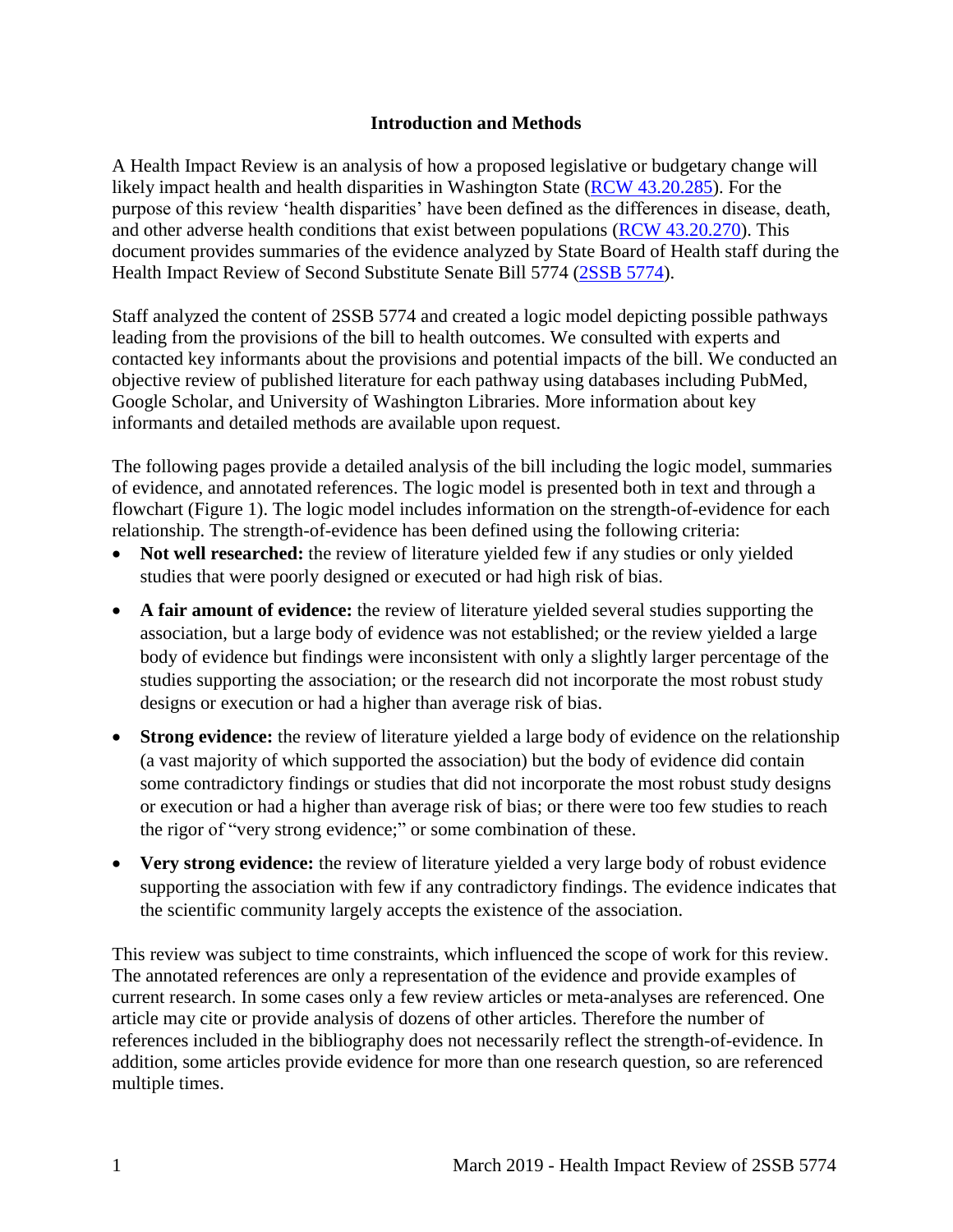## Introduction and Methods

A Health Impact Review is an analysis of how a proposed legislative or budgetary change will likely impact health and health disparities in Washington State ([RCW 43.20.285](RCW 43.20.285)). For the purpose of this review 'health disparities' have been defined as the differences in disease, death, and other adverse health conditions that exist between populations ([RCW 43.20.270](RCW 43.20.270)). This document provides summaries of the evidence analyzed by State Board of Health staff during the Health Impact Review of Second Substitute Senate Bill 5774 ([2SSB 5774](2SSB 5774)).

Staff analyzed the content of 2SSB 5774 and created a logic model depicting possible pathways leading from the provisions of the bill to health outcomes. We consulted with experts and contacted key informants about the provisions and potential impacts of the bill. We conducted an objective review of published literature for each pathway using databases including PubMed, Google Scholar, and University of Washington Libraries. More information about key informants and detailed methods are available upon request.

The following pages provide a detailed analysis of the bill including the logic model, summaries of evidence, and annotated references. The logic model is presented both in text and through a flowchart (Figure 1). The logic model includes information on the strength-of-evidence for each relationship. The strength-of-evidence has been defined using the following criteria:

- **Not well researched:** the review of literature yielded few if any studies or only yielded studies that were poorly designed or executed or had high risk of bias.
- **A fair amount of evidence:** the review of literature yielded several studies supporting the association, but a large body of evidence was not established; or the review yielded a large body of evidence but findings were inconsistent with only a slightly larger percentage of the studies supporting the association; or the research did not incorporate the most robust study designs or execution or had a higher than average risk of bias.
- **Strong evidence:** the review of literature yielded a large body of evidence on the relationship (a vast majority of which supported the association) but the body of evidence did contain some contradictory findings or studies that did not incorporate the most robust study designs or execution or had a higher than average risk of bias; or there were too few studies to reach the rigor of "very strong evidence;" or some combination of these.
- **Very strong evidence:** the review of literature yielded a very large body of robust evidence supporting the association with few if any contradictory findings. The evidence indicates that the scientific community largely accepts the existence of the association.

This review was subject to time constraints, which influenced the scope of work for this review. The annotated references are only a representation of the evidence and provide examples of current research. In some cases only a few review articles or meta-analyses are referenced. One article may cite or provide analysis of dozens of other articles. Therefore the number of references included in the bibliography does not necessarily reflect the strength-of-evidence. In addition, some articles provide evidence for more than one research question, so are referenced multiple times.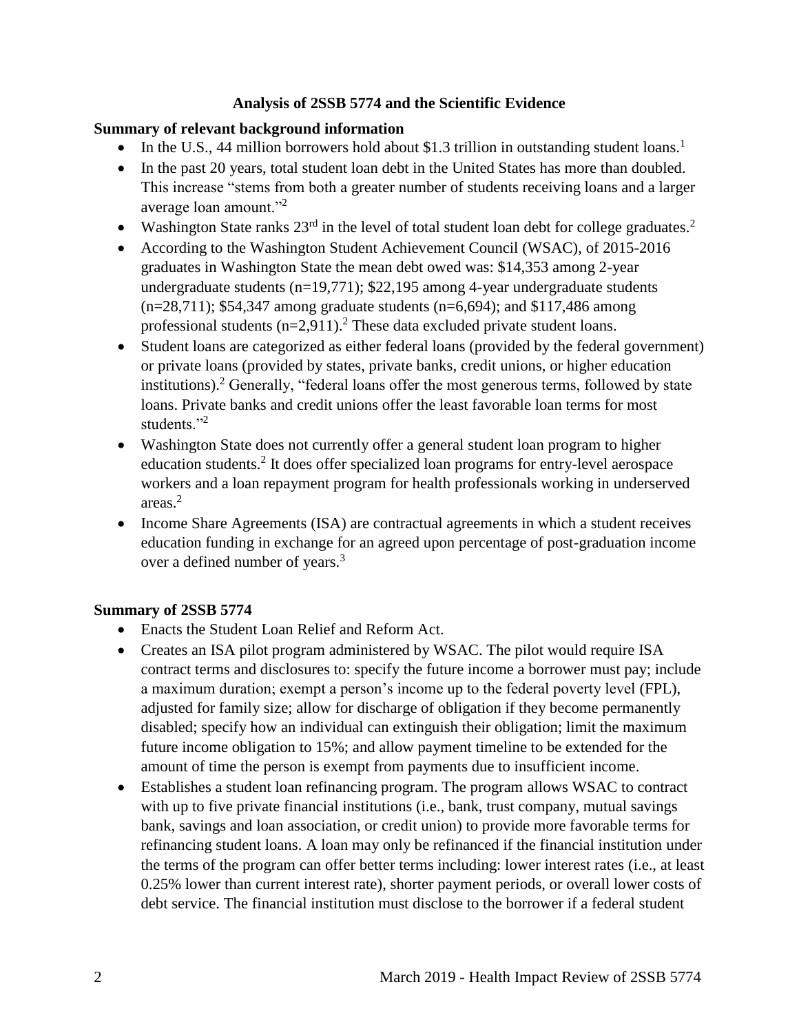**Analysis of 2SSB 5774 and the Scientific Evidence**

**Summary of relevant background information**

- In the U.S., 44 million borrowers hold about $1.3 trillion in outstanding student loans.[1]
- In the past 20 years, total student loan debt in the United States has more than doubled. This increase "stems from both a greater number of students receiving loans and a larger average loan amount."[2]
- Washington State ranks 23rd in the level of total student loan debt for college graduates.[2]
- According to the Washington Student Achievement Council (WSAC), of 2015-2016 graduates in Washington State the mean debt owed was: $14,353 among 2-year undergraduate students (n=19,771); $22,195 among 4-year undergraduate students (n=28,711); $54,347 among graduate students (n=6,694); and $117,486 among professional students (n=2,911).[2] These data excluded private student loans.
- Student loans are categorized as either federal loans (provided by the federal government) or private loans (provided by states, private banks, credit unions, or higher education institutions).[2] Generally, "federal loans offer the most generous terms, followed by state loans. Private banks and credit unions offer the least favorable loan terms for most students."[2]
- Washington State does not currently offer a general student loan program to higher education students.[2] It does offer specialized loan programs for entry-level aerospace workers and a loan repayment program for health professionals working in underserved areas.[2]
- Income Share Agreements (ISA) are contractual agreements in which a student receives education funding in exchange for an agreed upon percentage of post-graduation income over a defined number of years.[3]

**Summary of 2SSB 5774**

- Enacts the Student Loan Relief and Reform Act.
- Creates an ISA pilot program administered by WSAC. The pilot would require ISA contract terms and disclosures to: specify the future income a borrower must pay; include a maximum duration; exempt a person's income up to the federal poverty level (FPL), adjusted for family size; allow for discharge of obligation if they become permanently disabled; specify how an individual can extinguish their obligation; limit the maximum future income obligation to 15%; and allow payment timeline to be extended for the amount of time the person is exempt from payments due to insufficient income.
- Establishes a student loan refinancing program. The program allows WSAC to contract with up to five private financial institutions (i.e., bank, trust company, mutual savings bank, savings and loan association, or credit union) to provide more favorable terms for refinancing student loans. A loan may only be refinanced if the financial institution under the terms of the program can offer better terms including: lower interest rates (i.e., at least 0.25% lower than current interest rate), shorter payment periods, or overall lower costs of debt service. The financial institution must disclose to the borrower if a federal student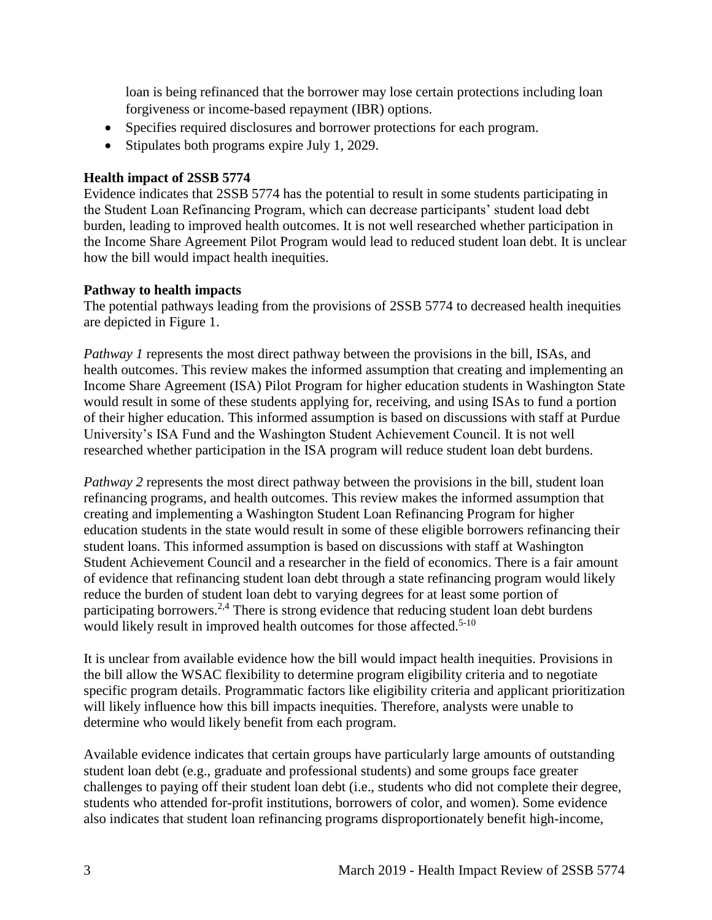loan is being refinanced that the borrower may lose certain protections including loan forgiveness or income-based repayment (IBR) options.

- Specifies required disclosures and borrower protections for each program.
- Stipulates both programs expire July 1, 2029.

**Health impact of 2SSB 5774**

Evidence indicates that 2SSB 5774 has the potential to result in some students participating in the Student Loan Refinancing Program, which can decrease participants' student load debt burden, leading to improved health outcomes. It is not well researched whether participation in the Income Share Agreement Pilot Program would lead to reduced student loan debt. It is unclear how the bill would impact health inequities.

**Pathway to health impacts**

The potential pathways leading from the provisions of 2SSB 5774 to decreased health inequities are depicted in Figure 1.

*Pathway 1* represents the most direct pathway between the provisions in the bill, ISAs, and health outcomes. This review makes the informed assumption that creating and implementing an Income Share Agreement (ISA) Pilot Program for higher education students in Washington State would result in some of these students applying for, receiving, and using ISAs to fund a portion of their higher education. This informed assumption is based on discussions with staff at Purdue University's ISA Fund and the Washington Student Achievement Council. It is not well researched whether participation in the ISA program will reduce student loan debt burdens.

*Pathway 2* represents the most direct pathway between the provisions in the bill, student loan refinancing programs, and health outcomes. This review makes the informed assumption that creating and implementing a Washington Student Loan Refinancing Program for higher education students in the state would result in some of these eligible borrowers refinancing their student loans. This informed assumption is based on discussions with staff at Washington Student Achievement Council and a researcher in the field of economics. There is a fair amount of evidence that refinancing student loan debt through a state refinancing program would likely reduce the burden of student loan debt to varying degrees for at least some portion of participating borrowers.[2,4] There is strong evidence that reducing student loan debt burdens would likely result in improved health outcomes for those affected.[5-10]

It is unclear from available evidence how the bill would impact health inequities. Provisions in the bill allow the WSAC flexibility to determine program eligibility criteria and to negotiate specific program details. Programmatic factors like eligibility criteria and applicant prioritization will likely influence how this bill impacts inequities. Therefore, analysts were unable to determine who would likely benefit from each program.

Available evidence indicates that certain groups have particularly large amounts of outstanding student loan debt (e.g., graduate and professional students) and some groups face greater challenges to paying off their student loan debt (i.e., students who did not complete their degree, students who attended for-profit institutions, borrowers of color, and women). Some evidence also indicates that student loan refinancing programs disproportionately benefit high-income,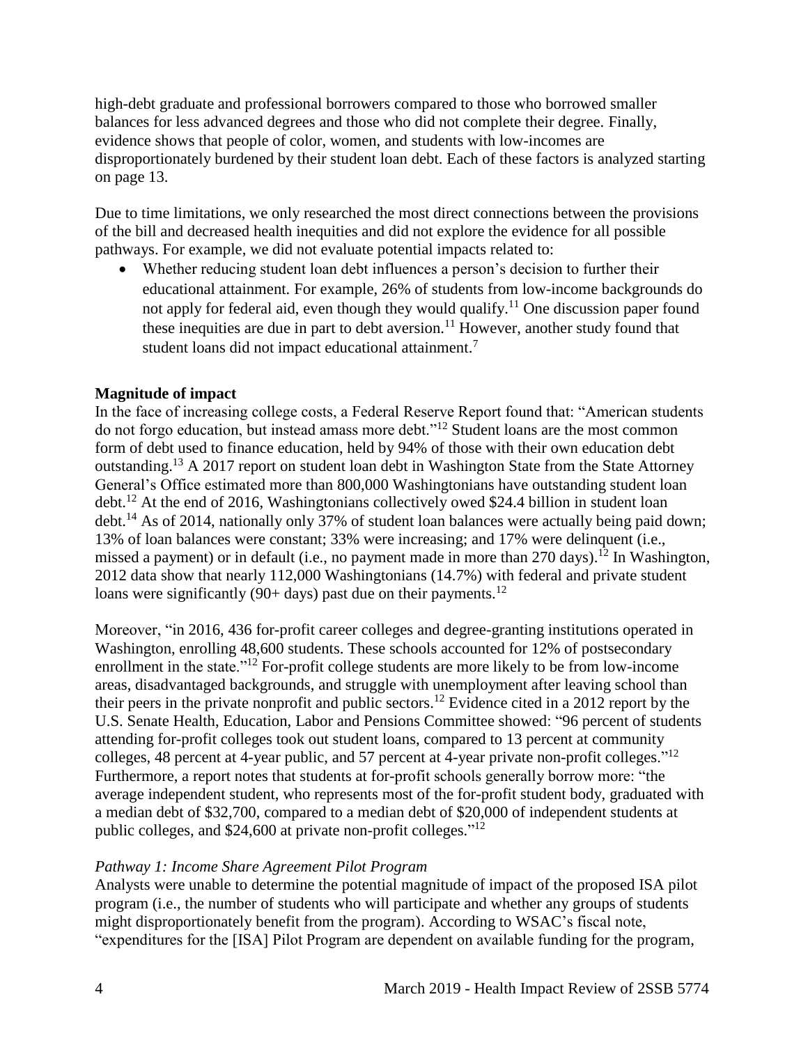high-debt graduate and professional borrowers compared to those who borrowed smaller balances for less advanced degrees and those who did not complete their degree. Finally, evidence shows that people of color, women, and students with low-incomes are disproportionately burdened by their student loan debt. Each of these factors is analyzed starting on page 13.

Due to time limitations, we only researched the most direct connections between the provisions of the bill and decreased health inequities and did not explore the evidence for all possible pathways. For example, we did not evaluate potential impacts related to:

- Whether reducing student loan debt influences a person's decision to further their educational attainment. For example, 26% of students from low-income backgrounds do not apply for federal aid, even though they would qualify.[11] One discussion paper found these inequities are due in part to debt aversion.[11] However, another study found that student loans did not impact educational attainment.[7]

**Magnitude of impact**

In the face of increasing college costs, a Federal Reserve Report found that: "American students do not forgo education, but instead amass more debt."[12] Student loans are the most common form of debt used to finance education, held by 94% of those with their own education debt outstanding.[13] A 2017 report on student loan debt in Washington State from the State Attorney General's Office estimated more than 800,000 Washingtonians have outstanding student loan debt.[12] At the end of 2016, Washingtonians collectively owed $24.4 billion in student loan debt.[14] As of 2014, nationally only 37% of student loan balances were actually being paid down; 13% of loan balances were constant; 33% were increasing; and 17% were delinquent (i.e., missed a payment) or in default (i.e., no payment made in more than 270 days).[12] In Washington, 2012 data show that nearly 112,000 Washingtonians (14.7%) with federal and private student loans were significantly (90+ days) past due on their payments.[12]

Moreover, "in 2016, 436 for-profit career colleges and degree-granting institutions operated in Washington, enrolling 48,600 students. These schools accounted for 12% of postsecondary enrollment in the state."[12] For-profit college students are more likely to be from low-income areas, disadvantaged backgrounds, and struggle with unemployment after leaving school than their peers in the private nonprofit and public sectors.[12] Evidence cited in a 2012 report by the U.S. Senate Health, Education, Labor and Pensions Committee showed: "96 percent of students attending for-profit colleges took out student loans, compared to 13 percent at community colleges, 48 percent at 4-year public, and 57 percent at 4-year private non-profit colleges."[12] Furthermore, a report notes that students at for-profit schools generally borrow more: "the average independent student, who represents most of the for-profit student body, graduated with a median debt of $32,700, compared to a median debt of $20,000 of independent students at public colleges, and $24,600 at private non-profit colleges."[12]

*Pathway 1: Income Share Agreement Pilot Program*

Analysts were unable to determine the potential magnitude of impact of the proposed ISA pilot program (i.e., the number of students who will participate and whether any groups of students might disproportionately benefit from the program). According to WSAC's fiscal note, "expenditures for the [ISA] Pilot Program are dependent on available funding for the program,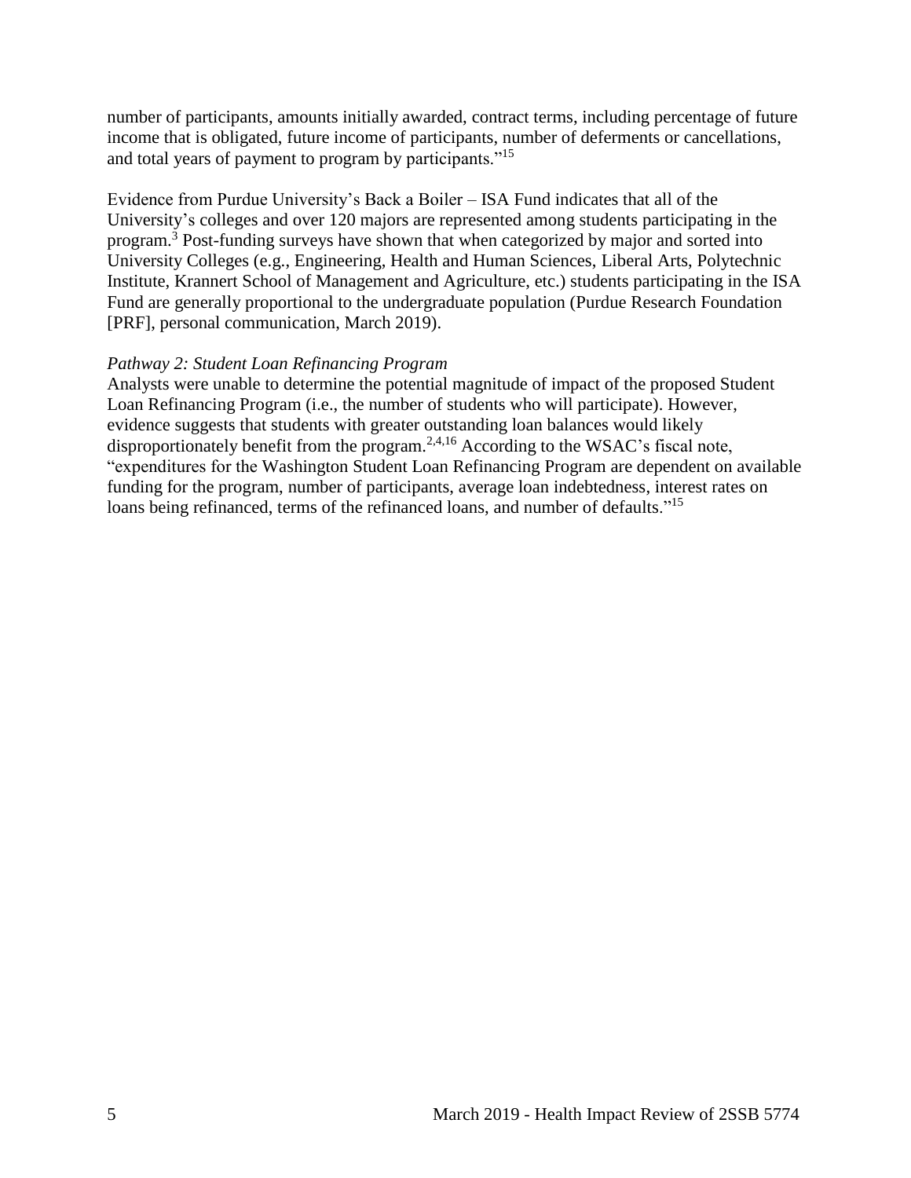number of participants, amounts initially awarded, contract terms, including percentage of future income that is obligated, future income of participants, number of deferments or cancellations, and total years of payment to program by participants."[15]

Evidence from Purdue University's Back a Boiler – ISA Fund indicates that all of the University's colleges and over 120 majors are represented among students participating in the program.[3] Post-funding surveys have shown that when categorized by major and sorted into University Colleges (e.g., Engineering, Health and Human Sciences, Liberal Arts, Polytechnic Institute, Krannert School of Management and Agriculture, etc.) students participating in the ISA Fund are generally proportional to the undergraduate population (Purdue Research Foundation [PRF], personal communication, March 2019).

*Pathway 2: Student Loan Refinancing Program*

Analysts were unable to determine the potential magnitude of impact of the proposed Student Loan Refinancing Program (i.e., the number of students who will participate). However, evidence suggests that students with greater outstanding loan balances would likely disproportionately benefit from the program.[2,4,16] According to the WSAC's fiscal note, "expenditures for the Washington Student Loan Refinancing Program are dependent on available funding for the program, number of participants, average loan indebtedness, interest rates on loans being refinanced, terms of the refinanced loans, and number of defaults."[15]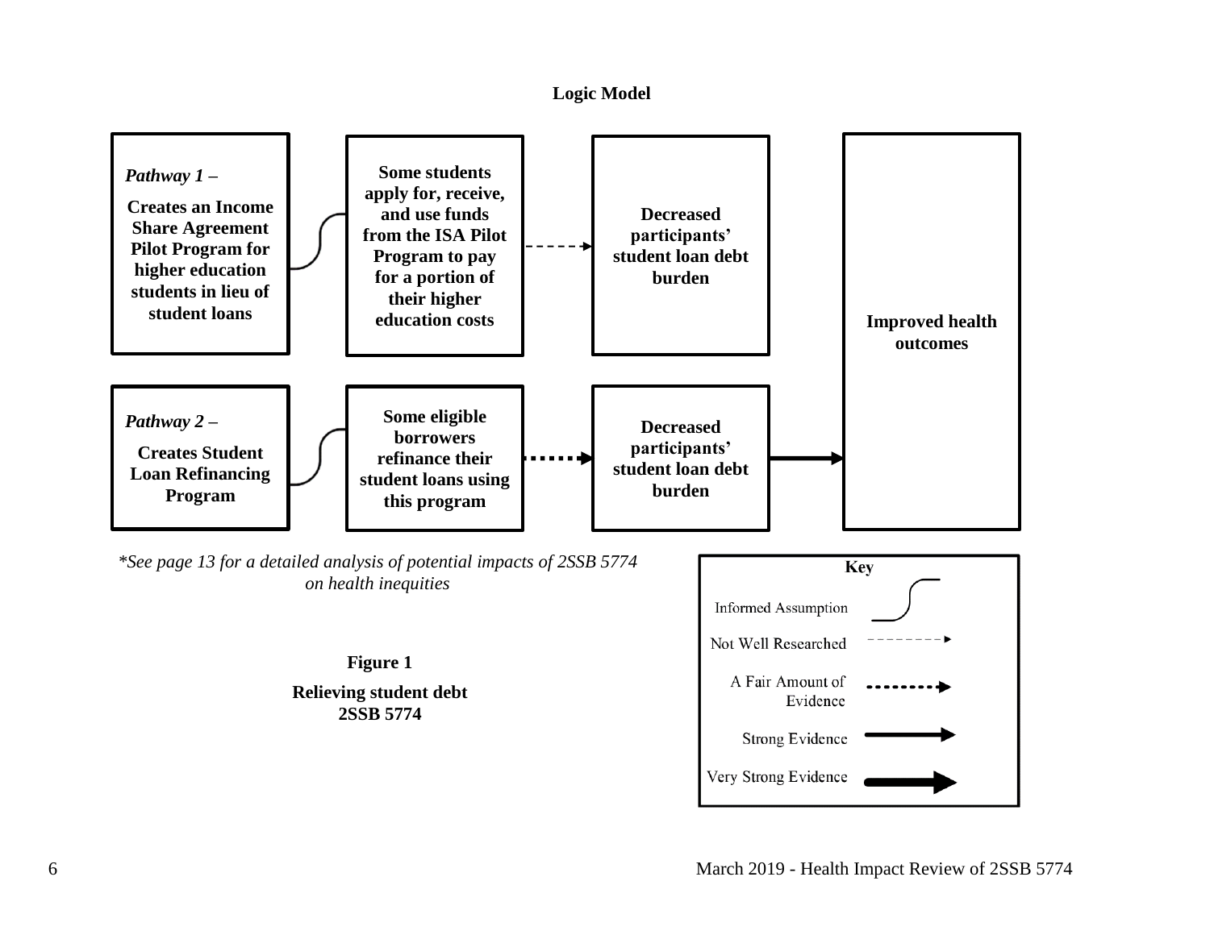**Logic Model**

*Pathway 1 –*

**Creates an Income Share Agreement Pilot Program for higher education students in lieu of student loans**

**Some students apply for, receive, and use funds from the ISA Pilot Program to pay for a portion of their higher education costs**

**Decreased participants' student loan debt burden**

*Pathway 2 –*

**Creates Student Loan Refinancing Program**

**Some eligible borrowers refinance their student loans using this program**

**Decreased participants' student loan debt burden**

**Improved health outcomes**

*\*See page 13 for a detailed analysis of potential impacts of 2SSB 5774 on health inequities*

**Key**

Informed Assumption

Not Well Researched

A Fair Amount of Evidence

Strong Evidence

Very Strong Evidence

**Figure 1**

**Relieving student debt 2SSB 5774**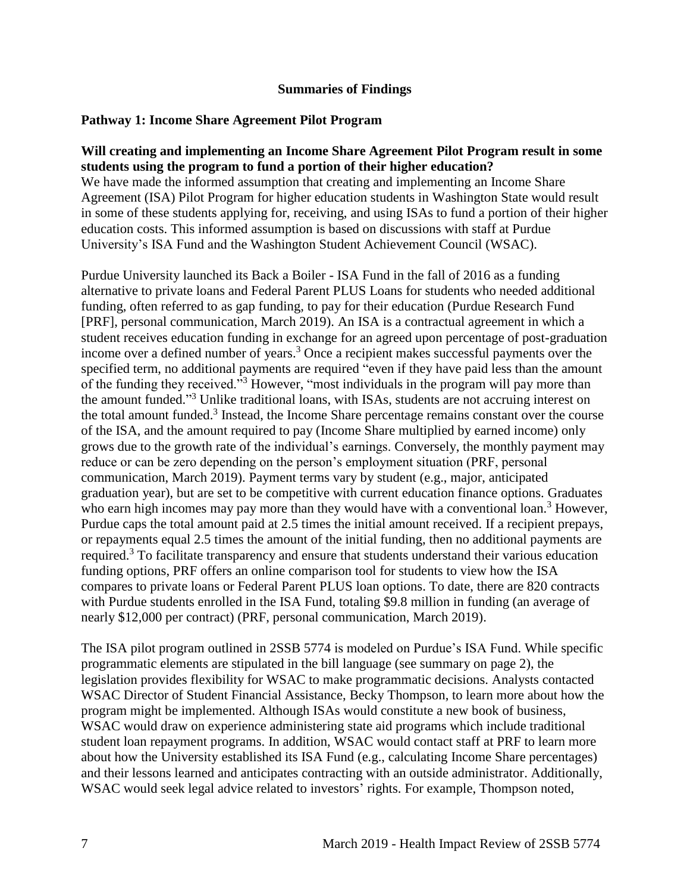**Summaries of Findings**

**Pathway 1: Income Share Agreement Pilot Program**

**Will creating and implementing an Income Share Agreement Pilot Program result in some students using the program to fund a portion of their higher education?**

We have made the informed assumption that creating and implementing an Income Share Agreement (ISA) Pilot Program for higher education students in Washington State would result in some of these students applying for, receiving, and using ISAs to fund a portion of their higher education costs. This informed assumption is based on discussions with staff at Purdue University's ISA Fund and the Washington Student Achievement Council (WSAC).

Purdue University launched its Back a Boiler - ISA Fund in the fall of 2016 as a funding alternative to private loans and Federal Parent PLUS Loans for students who needed additional funding, often referred to as gap funding, to pay for their education (Purdue Research Fund [PRF], personal communication, March 2019). An ISA is a contractual agreement in which a student receives education funding in exchange for an agreed upon percentage of post-graduation income over a defined number of years.[3] Once a recipient makes successful payments over the specified term, no additional payments are required "even if they have paid less than the amount of the funding they received."[3] However, "most individuals in the program will pay more than the amount funded."[3] Unlike traditional loans, with ISAs, students are not accruing interest on the total amount funded.[3] Instead, the Income Share percentage remains constant over the course of the ISA, and the amount required to pay (Income Share multiplied by earned income) only grows due to the growth rate of the individual's earnings. Conversely, the monthly payment may reduce or can be zero depending on the person's employment situation (PRF, personal communication, March 2019). Payment terms vary by student (e.g., major, anticipated graduation year), but are set to be competitive with current education finance options. Graduates who earn high incomes may pay more than they would have with a conventional loan.[3] However, Purdue caps the total amount paid at 2.5 times the initial amount received. If a recipient prepays, or repayments equal 2.5 times the amount of the initial funding, then no additional payments are required.[3] To facilitate transparency and ensure that students understand their various education funding options, PRF offers an online comparison tool for students to view how the ISA compares to private loans or Federal Parent PLUS loan options. To date, there are 820 contracts with Purdue students enrolled in the ISA Fund, totaling $9.8 million in funding (an average of nearly $12,000 per contract) (PRF, personal communication, March 2019).

The ISA pilot program outlined in 2SSB 5774 is modeled on Purdue's ISA Fund. While specific programmatic elements are stipulated in the bill language (see summary on page 2), the legislation provides flexibility for WSAC to make programmatic decisions. Analysts contacted WSAC Director of Student Financial Assistance, Becky Thompson, to learn more about how the program might be implemented. Although ISAs would constitute a new book of business, WSAC would draw on experience administering state aid programs which include traditional student loan repayment programs. In addition, WSAC would contact staff at PRF to learn more about how the University established its ISA Fund (e.g., calculating Income Share percentages) and their lessons learned and anticipates contracting with an outside administrator. Additionally, WSAC would seek legal advice related to investors' rights. For example, Thompson noted,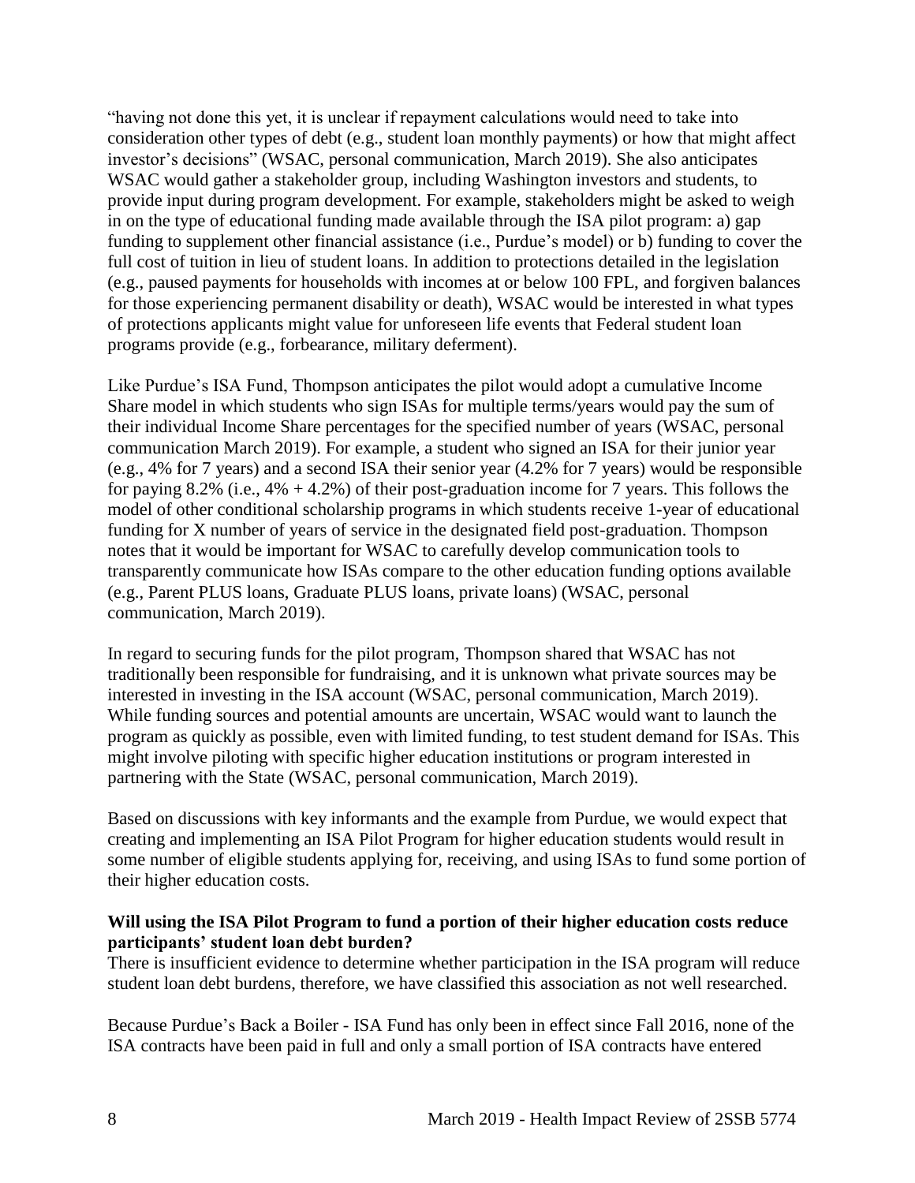"having not done this yet, it is unclear if repayment calculations would need to take into consideration other types of debt (e.g., student loan monthly payments) or how that might affect investor's decisions" (WSAC, personal communication, March 2019). She also anticipates WSAC would gather a stakeholder group, including Washington investors and students, to provide input during program development. For example, stakeholders might be asked to weigh in on the type of educational funding made available through the ISA pilot program: a) gap funding to supplement other financial assistance (i.e., Purdue's model) or b) funding to cover the full cost of tuition in lieu of student loans. In addition to protections detailed in the legislation (e.g., paused payments for households with incomes at or below 100 FPL, and forgiven balances for those experiencing permanent disability or death), WSAC would be interested in what types of protections applicants might value for unforeseen life events that Federal student loan programs provide (e.g., forbearance, military deferment).

Like Purdue's ISA Fund, Thompson anticipates the pilot would adopt a cumulative Income Share model in which students who sign ISAs for multiple terms/years would pay the sum of their individual Income Share percentages for the specified number of years (WSAC, personal communication March 2019). For example, a student who signed an ISA for their junior year (e.g., 4% for 7 years) and a second ISA their senior year (4.2% for 7 years) would be responsible for paying 8.2% (i.e., 4% + 4.2%) of their post-graduation income for 7 years. This follows the model of other conditional scholarship programs in which students receive 1-year of educational funding for X number of years of service in the designated field post-graduation. Thompson notes that it would be important for WSAC to carefully develop communication tools to transparently communicate how ISAs compare to the other education funding options available (e.g., Parent PLUS loans, Graduate PLUS loans, private loans) (WSAC, personal communication, March 2019).

In regard to securing funds for the pilot program, Thompson shared that WSAC has not traditionally been responsible for fundraising, and it is unknown what private sources may be interested in investing in the ISA account (WSAC, personal communication, March 2019). While funding sources and potential amounts are uncertain, WSAC would want to launch the program as quickly as possible, even with limited funding, to test student demand for ISAs. This might involve piloting with specific higher education institutions or program interested in partnering with the State (WSAC, personal communication, March 2019).

Based on discussions with key informants and the example from Purdue, we would expect that creating and implementing an ISA Pilot Program for higher education students would result in some number of eligible students applying for, receiving, and using ISAs to fund some portion of their higher education costs.

**Will using the ISA Pilot Program to fund a portion of their higher education costs reduce participants' student loan debt burden?**

There is insufficient evidence to determine whether participation in the ISA program will reduce student loan debt burdens, therefore, we have classified this association as not well researched.

Because Purdue's Back a Boiler - ISA Fund has only been in effect since Fall 2016, none of the ISA contracts have been paid in full and only a small portion of ISA contracts have entered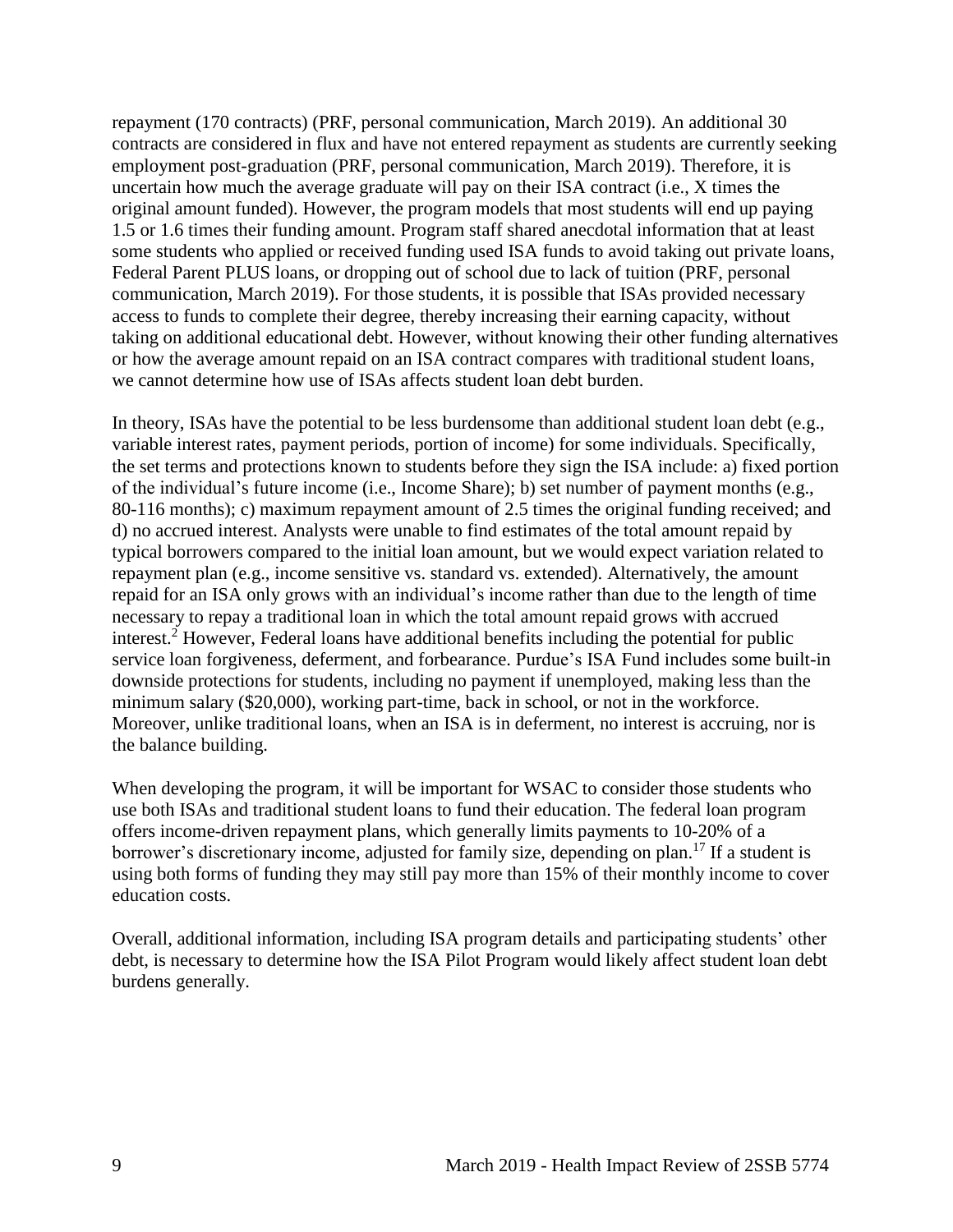repayment (170 contracts) (PRF, personal communication, March 2019). An additional 30 contracts are considered in flux and have not entered repayment as students are currently seeking employment post-graduation (PRF, personal communication, March 2019). Therefore, it is uncertain how much the average graduate will pay on their ISA contract (i.e., X times the original amount funded). However, the program models that most students will end up paying 1.5 or 1.6 times their funding amount. Program staff shared anecdotal information that at least some students who applied or received funding used ISA funds to avoid taking out private loans, Federal Parent PLUS loans, or dropping out of school due to lack of tuition (PRF, personal communication, March 2019). For those students, it is possible that ISAs provided necessary access to funds to complete their degree, thereby increasing their earning capacity, without taking on additional educational debt. However, without knowing their other funding alternatives or how the average amount repaid on an ISA contract compares with traditional student loans, we cannot determine how use of ISAs affects student loan debt burden.

In theory, ISAs have the potential to be less burdensome than additional student loan debt (e.g., variable interest rates, payment periods, portion of income) for some individuals. Specifically, the set terms and protections known to students before they sign the ISA include: a) fixed portion of the individual's future income (i.e., Income Share); b) set number of payment months (e.g., 80-116 months); c) maximum repayment amount of 2.5 times the original funding received; and d) no accrued interest. Analysts were unable to find estimates of the total amount repaid by typical borrowers compared to the initial loan amount, but we would expect variation related to repayment plan (e.g., income sensitive vs. standard vs. extended). Alternatively, the amount repaid for an ISA only grows with an individual's income rather than due to the length of time necessary to repay a traditional loan in which the total amount repaid grows with accrued interest.[2] However, Federal loans have additional benefits including the potential for public service loan forgiveness, deferment, and forbearance. Purdue's ISA Fund includes some built-in downside protections for students, including no payment if unemployed, making less than the minimum salary ($20,000), working part-time, back in school, or not in the workforce. Moreover, unlike traditional loans, when an ISA is in deferment, no interest is accruing, nor is the balance building.

When developing the program, it will be important for WSAC to consider those students who use both ISAs and traditional student loans to fund their education. The federal loan program offers income-driven repayment plans, which generally limits payments to 10-20% of a borrower's discretionary income, adjusted for family size, depending on plan.[17] If a student is using both forms of funding they may still pay more than 15% of their monthly income to cover education costs.

Overall, additional information, including ISA program details and participating students' other debt, is necessary to determine how the ISA Pilot Program would likely affect student loan debt burdens generally.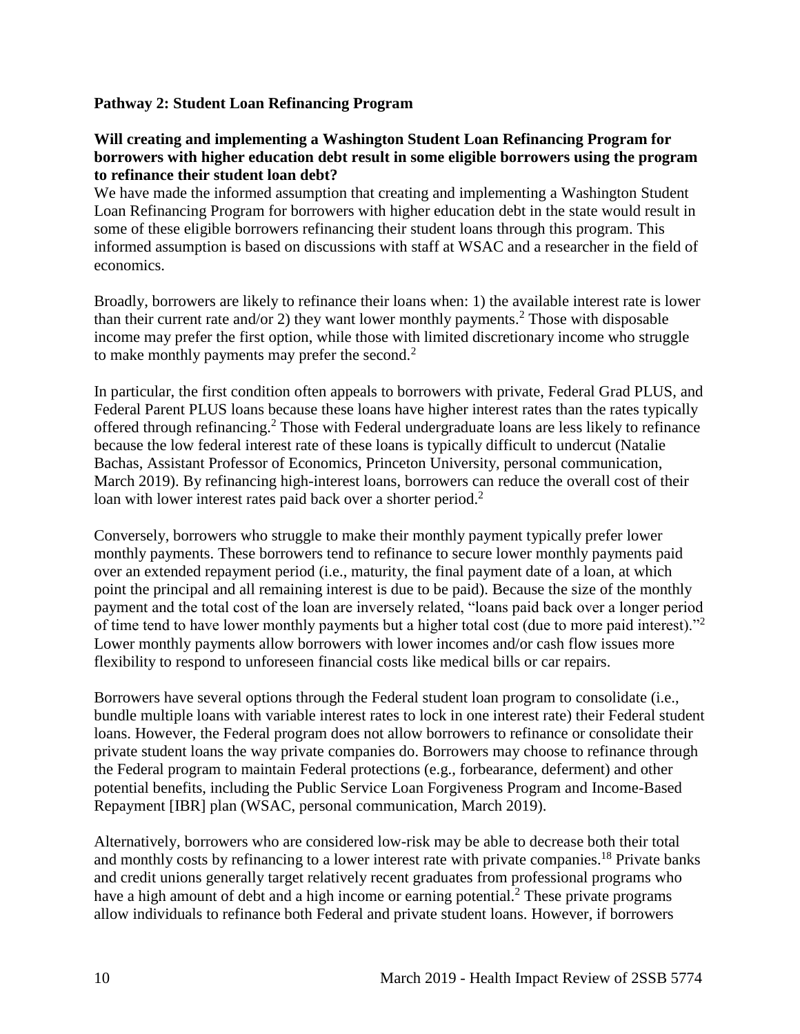**Pathway 2: Student Loan Refinancing Program**

**Will creating and implementing a Washington Student Loan Refinancing Program for borrowers with higher education debt result in some eligible borrowers using the program to refinance their student loan debt?**

We have made the informed assumption that creating and implementing a Washington Student Loan Refinancing Program for borrowers with higher education debt in the state would result in some of these eligible borrowers refinancing their student loans through this program. This informed assumption is based on discussions with staff at WSAC and a researcher in the field of economics.

Broadly, borrowers are likely to refinance their loans when: 1) the available interest rate is lower than their current rate and/or 2) they want lower monthly payments.[2] Those with disposable income may prefer the first option, while those with limited discretionary income who struggle to make monthly payments may prefer the second.[2]

In particular, the first condition often appeals to borrowers with private, Federal Grad PLUS, and Federal Parent PLUS loans because these loans have higher interest rates than the rates typically offered through refinancing.[2] Those with Federal undergraduate loans are less likely to refinance because the low federal interest rate of these loans is typically difficult to undercut (Natalie Bachas, Assistant Professor of Economics, Princeton University, personal communication, March 2019). By refinancing high-interest loans, borrowers can reduce the overall cost of their loan with lower interest rates paid back over a shorter period.[2]

Conversely, borrowers who struggle to make their monthly payment typically prefer lower monthly payments. These borrowers tend to refinance to secure lower monthly payments paid over an extended repayment period (i.e., maturity, the final payment date of a loan, at which point the principal and all remaining interest is due to be paid). Because the size of the monthly payment and the total cost of the loan are inversely related, "loans paid back over a longer period of time tend to have lower monthly payments but a higher total cost (due to more paid interest)."[2] Lower monthly payments allow borrowers with lower incomes and/or cash flow issues more flexibility to respond to unforeseen financial costs like medical bills or car repairs.

Borrowers have several options through the Federal student loan program to consolidate (i.e., bundle multiple loans with variable interest rates to lock in one interest rate) their Federal student loans. However, the Federal program does not allow borrowers to refinance or consolidate their private student loans the way private companies do. Borrowers may choose to refinance through the Federal program to maintain Federal protections (e.g., forbearance, deferment) and other potential benefits, including the Public Service Loan Forgiveness Program and Income-Based Repayment [IBR] plan (WSAC, personal communication, March 2019).

Alternatively, borrowers who are considered low-risk may be able to decrease both their total and monthly costs by refinancing to a lower interest rate with private companies.[18] Private banks and credit unions generally target relatively recent graduates from professional programs who have a high amount of debt and a high income or earning potential.[2] These private programs allow individuals to refinance both Federal and private student loans. However, if borrowers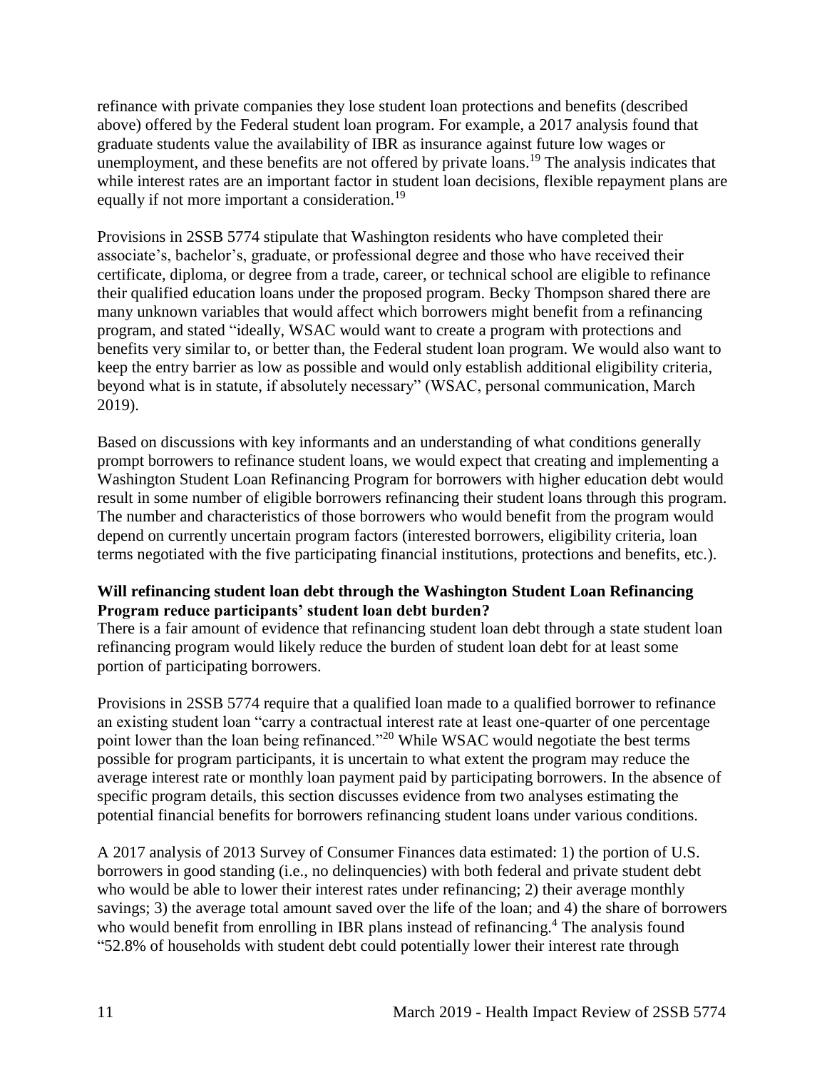refinance with private companies they lose student loan protections and benefits (described above) offered by the Federal student loan program. For example, a 2017 analysis found that graduate students value the availability of IBR as insurance against future low wages or unemployment, and these benefits are not offered by private loans.[19] The analysis indicates that while interest rates are an important factor in student loan decisions, flexible repayment plans are equally if not more important a consideration.[19]

Provisions in 2SSB 5774 stipulate that Washington residents who have completed their associate's, bachelor's, graduate, or professional degree and those who have received their certificate, diploma, or degree from a trade, career, or technical school are eligible to refinance their qualified education loans under the proposed program. Becky Thompson shared there are many unknown variables that would affect which borrowers might benefit from a refinancing program, and stated "ideally, WSAC would want to create a program with protections and benefits very similar to, or better than, the Federal student loan program. We would also want to keep the entry barrier as low as possible and would only establish additional eligibility criteria, beyond what is in statute, if absolutely necessary" (WSAC, personal communication, March 2019).

Based on discussions with key informants and an understanding of what conditions generally prompt borrowers to refinance student loans, we would expect that creating and implementing a Washington Student Loan Refinancing Program for borrowers with higher education debt would result in some number of eligible borrowers refinancing their student loans through this program. The number and characteristics of those borrowers who would benefit from the program would depend on currently uncertain program factors (interested borrowers, eligibility criteria, loan terms negotiated with the five participating financial institutions, protections and benefits, etc.).

**Will refinancing student loan debt through the Washington Student Loan Refinancing Program reduce participants' student loan debt burden?**

There is a fair amount of evidence that refinancing student loan debt through a state student loan refinancing program would likely reduce the burden of student loan debt for at least some portion of participating borrowers.

Provisions in 2SSB 5774 require that a qualified loan made to a qualified borrower to refinance an existing student loan "carry a contractual interest rate at least one-quarter of one percentage point lower than the loan being refinanced."[20] While WSAC would negotiate the best terms possible for program participants, it is uncertain to what extent the program may reduce the average interest rate or monthly loan payment paid by participating borrowers. In the absence of specific program details, this section discusses evidence from two analyses estimating the potential financial benefits for borrowers refinancing student loans under various conditions.

A 2017 analysis of 2013 Survey of Consumer Finances data estimated: 1) the portion of U.S. borrowers in good standing (i.e., no delinquencies) with both federal and private student debt who would be able to lower their interest rates under refinancing; 2) their average monthly savings; 3) the average total amount saved over the life of the loan; and 4) the share of borrowers who would benefit from enrolling in IBR plans instead of refinancing.[4] The analysis found "52.8% of households with student debt could potentially lower their interest rate through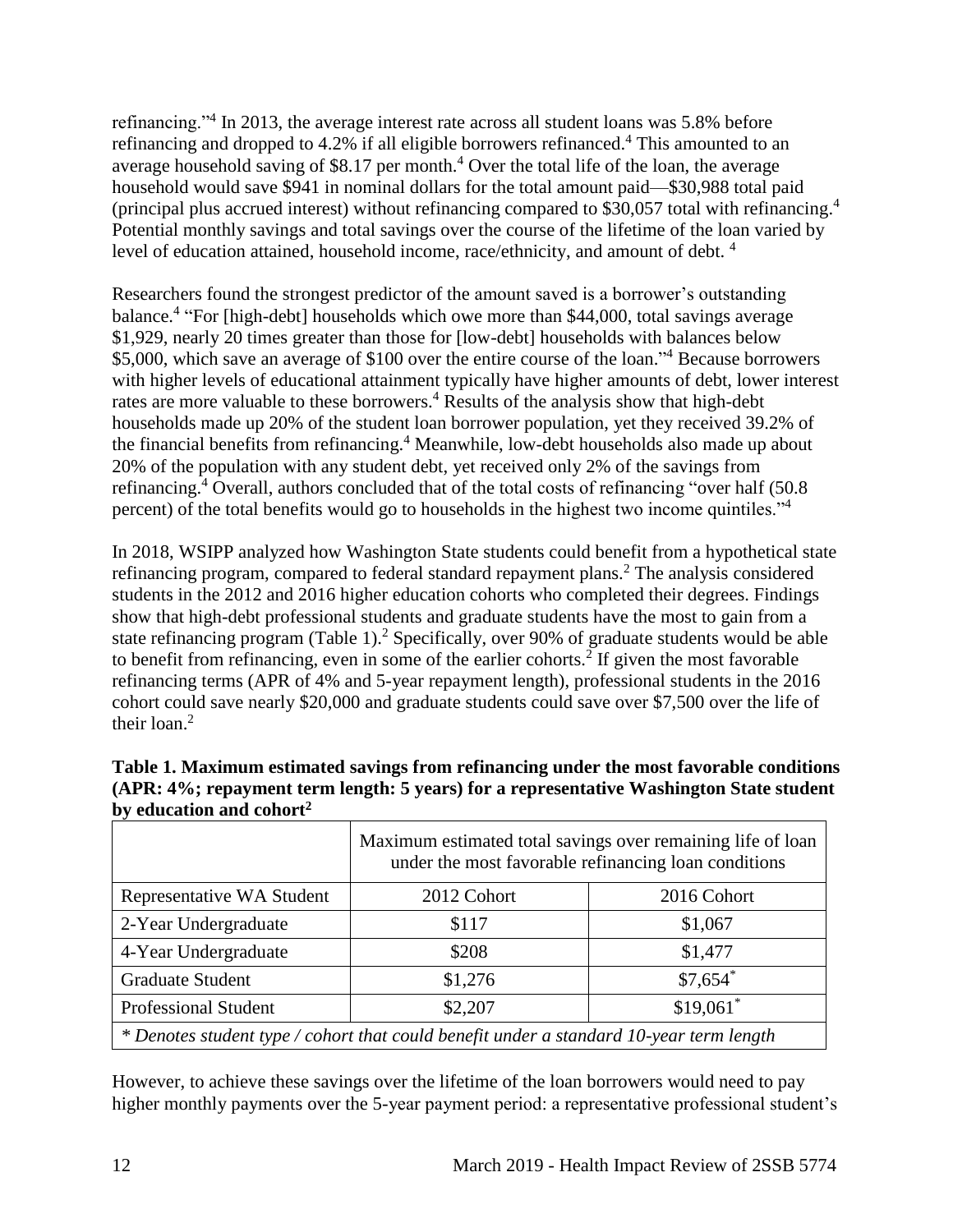refinancing."[4] In 2013, the average interest rate across all student loans was 5.8% before refinancing and dropped to 4.2% if all eligible borrowers refinanced.[4] This amounted to an average household saving of $8.17 per month.[4] Over the total life of the loan, the average household would save $941 in nominal dollars for the total amount paid—$30,988 total paid (principal plus accrued interest) without refinancing compared to $30,057 total with refinancing.[4] Potential monthly savings and total savings over the course of the lifetime of the loan varied by level of education attained, household income, race/ethnicity, and amount of debt. [4]

Researchers found the strongest predictor of the amount saved is a borrower's outstanding balance.[4] "For [high-debt] households which owe more than $44,000, total savings average $1,929, nearly 20 times greater than those for [low-debt] households with balances below $5,000, which save an average of $100 over the entire course of the loan."[4] Because borrowers with higher levels of educational attainment typically have higher amounts of debt, lower interest rates are more valuable to these borrowers.[4] Results of the analysis show that high-debt households made up 20% of the student loan borrower population, yet they received 39.2% of the financial benefits from refinancing.[4] Meanwhile, low-debt households also made up about 20% of the population with any student debt, yet received only 2% of the savings from refinancing.[4] Overall, authors concluded that of the total costs of refinancing "over half (50.8 percent) of the total benefits would go to households in the highest two income quintiles."[4]

In 2018, WSIPP analyzed how Washington State students could benefit from a hypothetical state refinancing program, compared to federal standard repayment plans.[2] The analysis considered students in the 2012 and 2016 higher education cohorts who completed their degrees. Findings show that high-debt professional students and graduate students have the most to gain from a state refinancing program (Table 1).[2] Specifically, over 90% of graduate students would be able to benefit from refinancing, even in some of the earlier cohorts.[2] If given the most favorable refinancing terms (APR of 4% and 5-year repayment length), professional students in the 2016 cohort could save nearly $20,000 and graduate students could save over $7,500 over the life of their loan.[2]

**Table 1. Maximum estimated savings from refinancing under the most favorable conditions (APR: 4%; repayment term length: 5 years) for a representative Washington State student by education and cohort[2]**

| | Maximum estimated total savings over remaining life of loan under the most favorable refinancing loan conditions | |
|---|---|---|
| Representative WA Student | 2012 Cohort | 2016 Cohort |
| 2-Year Undergraduate | $117 | $1,067 |
| 4-Year Undergraduate | $208 | $1,477 |
| Graduate Student | $1,276 | $7,654* |
| Professional Student | $2,207 | $19,061* |

*\* Denotes student type / cohort that could benefit under a standard 10-year term length*

However, to achieve these savings over the lifetime of the loan borrowers would need to pay higher monthly payments over the 5-year payment period: a representative professional student's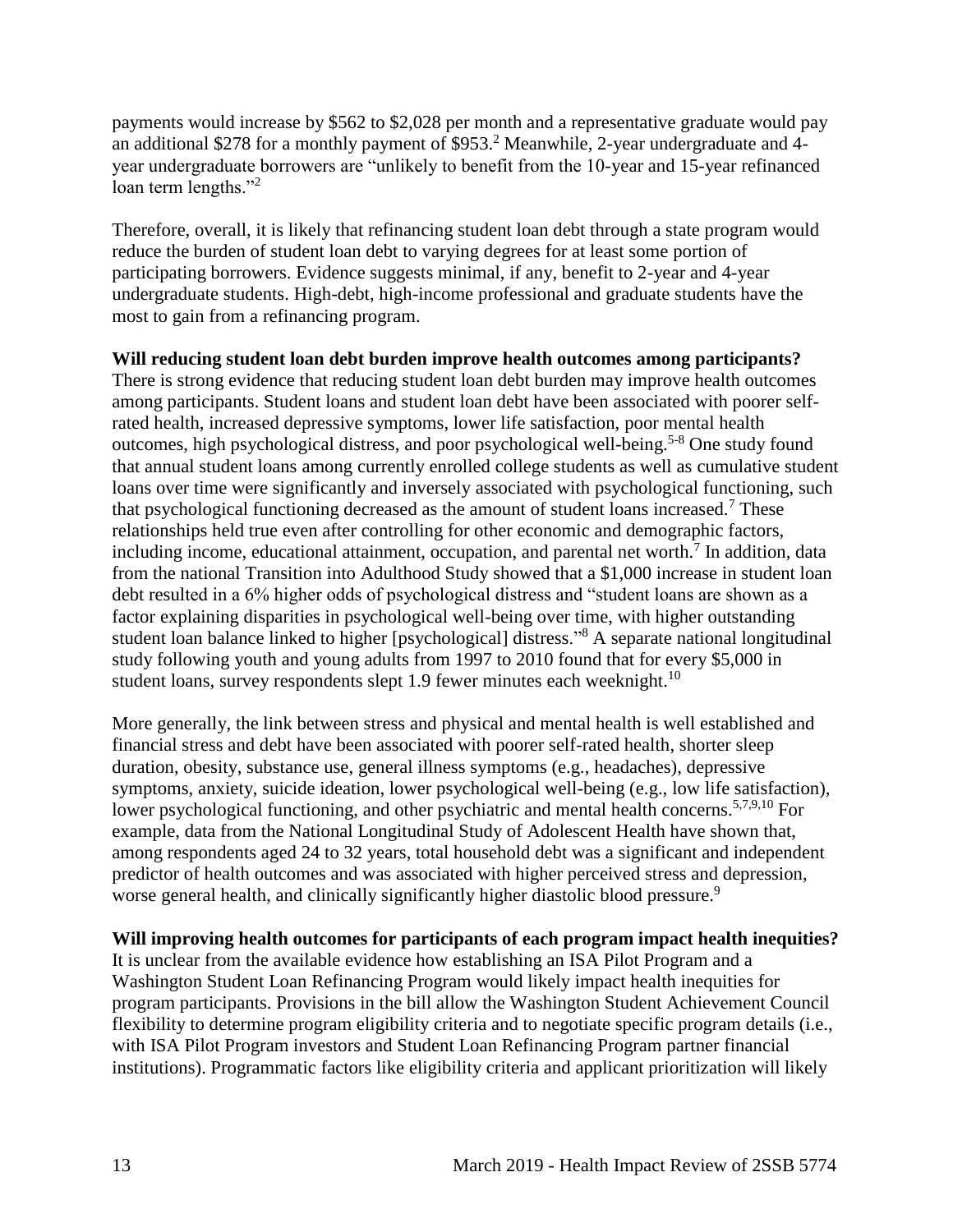payments would increase by $562 to $2,028 per month and a representative graduate would pay an additional $278 for a monthly payment of $953.[2] Meanwhile, 2-year undergraduate and 4-year undergraduate borrowers are "unlikely to benefit from the 10-year and 15-year refinanced loan term lengths."[2]

Therefore, overall, it is likely that refinancing student loan debt through a state program would reduce the burden of student loan debt to varying degrees for at least some portion of participating borrowers. Evidence suggests minimal, if any, benefit to 2-year and 4-year undergraduate students. High-debt, high-income professional and graduate students have the most to gain from a refinancing program.

**Will reducing student loan debt burden improve health outcomes among participants?**
There is strong evidence that reducing student loan debt burden may improve health outcomes among participants. Student loans and student loan debt have been associated with poorer self-rated health, increased depressive symptoms, lower life satisfaction, poor mental health outcomes, high psychological distress, and poor psychological well-being.[5-8] One study found that annual student loans among currently enrolled college students as well as cumulative student loans over time were significantly and inversely associated with psychological functioning, such that psychological functioning decreased as the amount of student loans increased.[7] These relationships held true even after controlling for other economic and demographic factors, including income, educational attainment, occupation, and parental net worth.[7] In addition, data from the national Transition into Adulthood Study showed that a $1,000 increase in student loan debt resulted in a 6% higher odds of psychological distress and "student loans are shown as a factor explaining disparities in psychological well-being over time, with higher outstanding student loan balance linked to higher [psychological] distress."[8] A separate national longitudinal study following youth and young adults from 1997 to 2010 found that for every $5,000 in student loans, survey respondents slept 1.9 fewer minutes each weeknight.[10]

More generally, the link between stress and physical and mental health is well established and financial stress and debt have been associated with poorer self-rated health, shorter sleep duration, obesity, substance use, general illness symptoms (e.g., headaches), depressive symptoms, anxiety, suicide ideation, lower psychological well-being (e.g., low life satisfaction), lower psychological functioning, and other psychiatric and mental health concerns.[5,7,9,10] For example, data from the National Longitudinal Study of Adolescent Health have shown that, among respondents aged 24 to 32 years, total household debt was a significant and independent predictor of health outcomes and was associated with higher perceived stress and depression, worse general health, and clinically significantly higher diastolic blood pressure.[9]

**Will improving health outcomes for participants of each program impact health inequities?**
It is unclear from the available evidence how establishing an ISA Pilot Program and a Washington Student Loan Refinancing Program would likely impact health inequities for program participants. Provisions in the bill allow the Washington Student Achievement Council flexibility to determine program eligibility criteria and to negotiate specific program details (i.e., with ISA Pilot Program investors and Student Loan Refinancing Program partner financial institutions). Programmatic factors like eligibility criteria and applicant prioritization will likely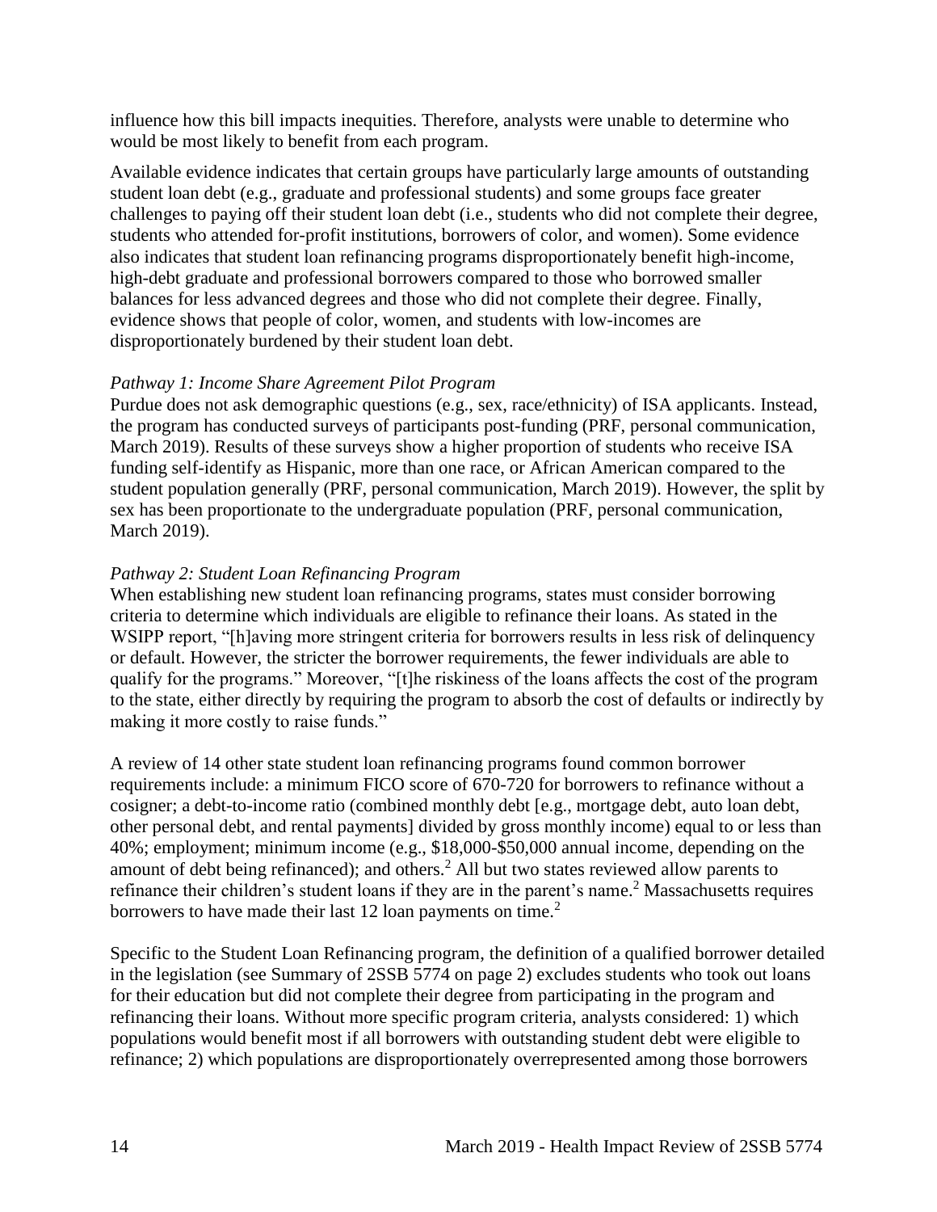influence how this bill impacts inequities. Therefore, analysts were unable to determine who would be most likely to benefit from each program.

Available evidence indicates that certain groups have particularly large amounts of outstanding student loan debt (e.g., graduate and professional students) and some groups face greater challenges to paying off their student loan debt (i.e., students who did not complete their degree, students who attended for-profit institutions, borrowers of color, and women). Some evidence also indicates that student loan refinancing programs disproportionately benefit high-income, high-debt graduate and professional borrowers compared to those who borrowed smaller balances for less advanced degrees and those who did not complete their degree. Finally, evidence shows that people of color, women, and students with low-incomes are disproportionately burdened by their student loan debt.

*Pathway 1: Income Share Agreement Pilot Program*

Purdue does not ask demographic questions (e.g., sex, race/ethnicity) of ISA applicants. Instead, the program has conducted surveys of participants post-funding (PRF, personal communication, March 2019). Results of these surveys show a higher proportion of students who receive ISA funding self-identify as Hispanic, more than one race, or African American compared to the student population generally (PRF, personal communication, March 2019). However, the split by sex has been proportionate to the undergraduate population (PRF, personal communication, March 2019).

*Pathway 2: Student Loan Refinancing Program*

When establishing new student loan refinancing programs, states must consider borrowing criteria to determine which individuals are eligible to refinance their loans. As stated in the WSIPP report, "[h]aving more stringent criteria for borrowers results in less risk of delinquency or default. However, the stricter the borrower requirements, the fewer individuals are able to qualify for the programs." Moreover, "[t]he riskiness of the loans affects the cost of the program to the state, either directly by requiring the program to absorb the cost of defaults or indirectly by making it more costly to raise funds."

A review of 14 other state student loan refinancing programs found common borrower requirements include: a minimum FICO score of 670-720 for borrowers to refinance without a cosigner; a debt-to-income ratio (combined monthly debt [e.g., mortgage debt, auto loan debt, other personal debt, and rental payments] divided by gross monthly income) equal to or less than 40%; employment; minimum income (e.g., $18,000-$50,000 annual income, depending on the amount of debt being refinanced); and others.[2] All but two states reviewed allow parents to refinance their children's student loans if they are in the parent's name.[2] Massachusetts requires borrowers to have made their last 12 loan payments on time.[2]

Specific to the Student Loan Refinancing program, the definition of a qualified borrower detailed in the legislation (see Summary of 2SSB 5774 on page 2) excludes students who took out loans for their education but did not complete their degree from participating in the program and refinancing their loans. Without more specific program criteria, analysts considered: 1) which populations would benefit most if all borrowers with outstanding student debt were eligible to refinance; 2) which populations are disproportionately overrepresented among those borrowers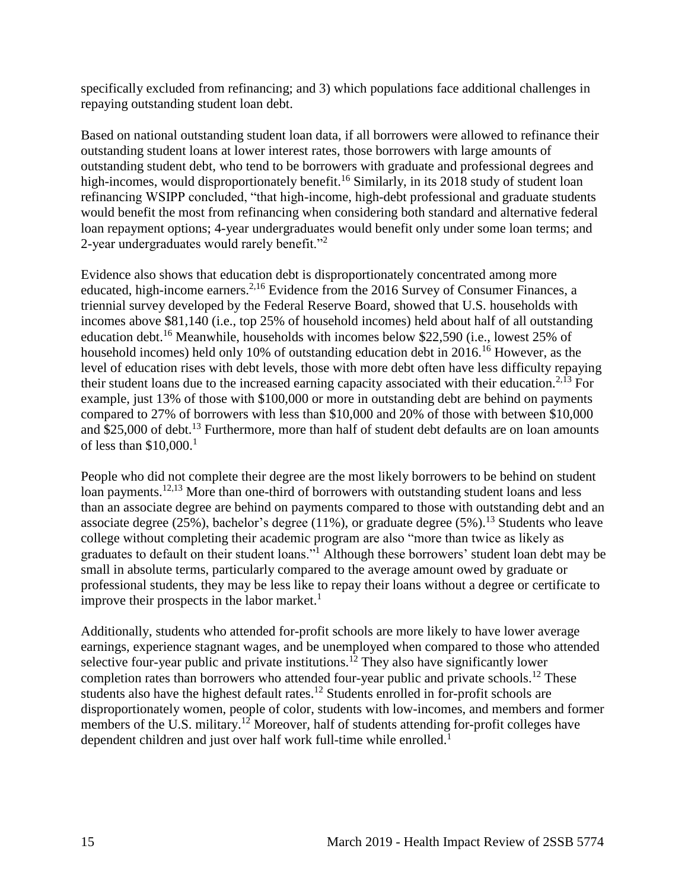specifically excluded from refinancing; and 3) which populations face additional challenges in repaying outstanding student loan debt.

Based on national outstanding student loan data, if all borrowers were allowed to refinance their outstanding student loans at lower interest rates, those borrowers with large amounts of outstanding student debt, who tend to be borrowers with graduate and professional degrees and high-incomes, would disproportionately benefit.[16] Similarly, in its 2018 study of student loan refinancing WSIPP concluded, "that high-income, high-debt professional and graduate students would benefit the most from refinancing when considering both standard and alternative federal loan repayment options; 4-year undergraduates would benefit only under some loan terms; and 2-year undergraduates would rarely benefit."[2]

Evidence also shows that education debt is disproportionately concentrated among more educated, high-income earners.[2,16] Evidence from the 2016 Survey of Consumer Finances, a triennial survey developed by the Federal Reserve Board, showed that U.S. households with incomes above $81,140 (i.e., top 25% of household incomes) held about half of all outstanding education debt.[16] Meanwhile, households with incomes below $22,590 (i.e., lowest 25% of household incomes) held only 10% of outstanding education debt in 2016.[16] However, as the level of education rises with debt levels, those with more debt often have less difficulty repaying their student loans due to the increased earning capacity associated with their education.[2,13] For example, just 13% of those with $100,000 or more in outstanding debt are behind on payments compared to 27% of borrowers with less than $10,000 and 20% of those with between $10,000 and $25,000 of debt.[13] Furthermore, more than half of student debt defaults are on loan amounts of less than $10,000.[1]

People who did not complete their degree are the most likely borrowers to be behind on student loan payments.[12,13] More than one-third of borrowers with outstanding student loans and less than an associate degree are behind on payments compared to those with outstanding debt and an associate degree (25%), bachelor's degree (11%), or graduate degree (5%).[13] Students who leave college without completing their academic program are also "more than twice as likely as graduates to default on their student loans."[1] Although these borrowers' student loan debt may be small in absolute terms, particularly compared to the average amount owed by graduate or professional students, they may be less like to repay their loans without a degree or certificate to improve their prospects in the labor market.[1]

Additionally, students who attended for-profit schools are more likely to have lower average earnings, experience stagnant wages, and be unemployed when compared to those who attended selective four-year public and private institutions.[12] They also have significantly lower completion rates than borrowers who attended four-year public and private schools.[12] These students also have the highest default rates.[12] Students enrolled in for-profit schools are disproportionately women, people of color, students with low-incomes, and members and former members of the U.S. military.[12] Moreover, half of students attending for-profit colleges have dependent children and just over half work full-time while enrolled.[1]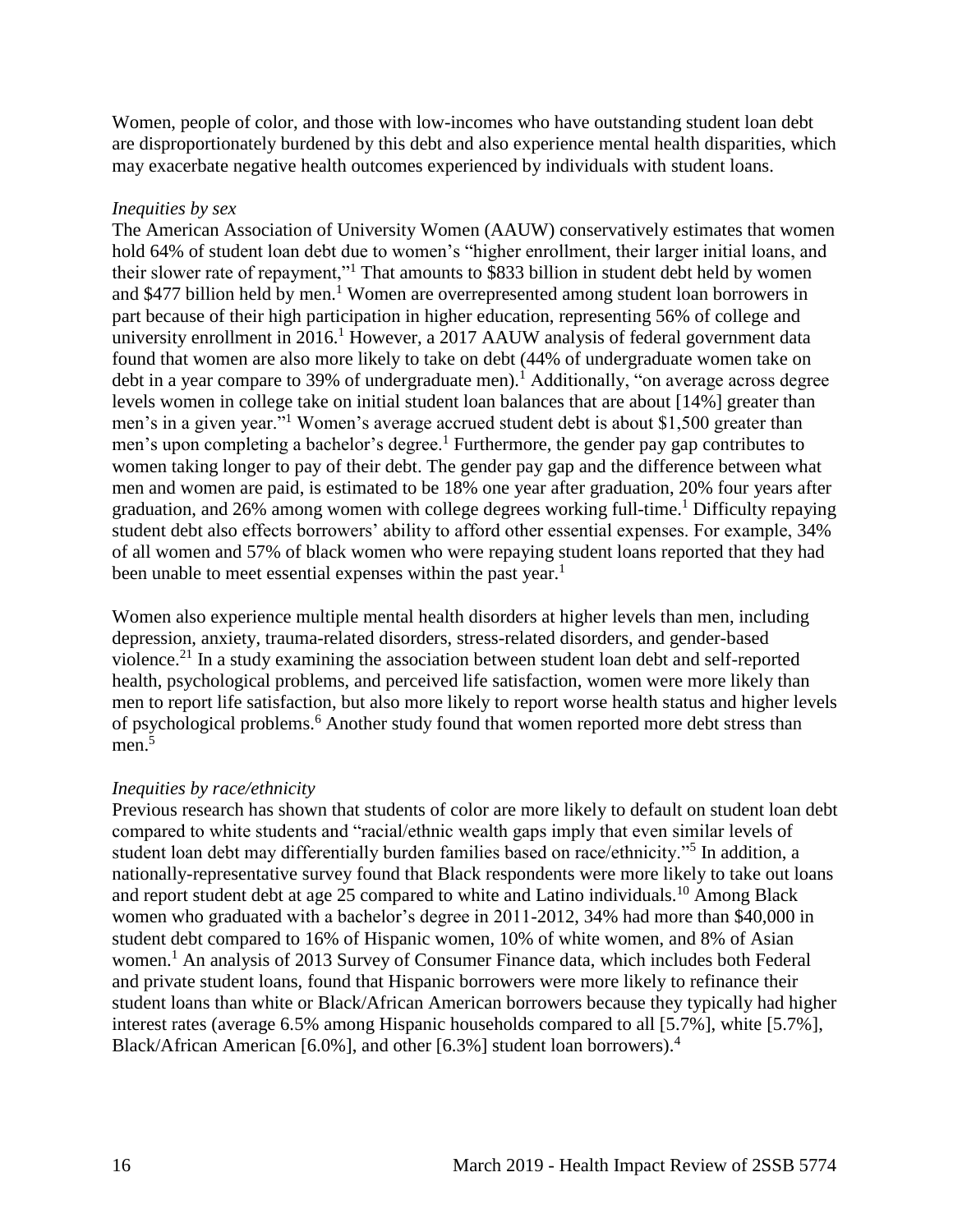Women, people of color, and those with low-incomes who have outstanding student loan debt are disproportionately burdened by this debt and also experience mental health disparities, which may exacerbate negative health outcomes experienced by individuals with student loans.

*Inequities by sex*

The American Association of University Women (AAUW) conservatively estimates that women hold 64% of student loan debt due to women's "higher enrollment, their larger initial loans, and their slower rate of repayment,"[1] That amounts to $833 billion in student debt held by women and $477 billion held by men.[1] Women are overrepresented among student loan borrowers in part because of their high participation in higher education, representing 56% of college and university enrollment in 2016.[1] However, a 2017 AAUW analysis of federal government data found that women are also more likely to take on debt (44% of undergraduate women take on debt in a year compare to 39% of undergraduate men).[1] Additionally, "on average across degree levels women in college take on initial student loan balances that are about [14%] greater than men's in a given year."[1] Women's average accrued student debt is about $1,500 greater than men's upon completing a bachelor's degree.[1] Furthermore, the gender pay gap contributes to women taking longer to pay of their debt. The gender pay gap and the difference between what men and women are paid, is estimated to be 18% one year after graduation, 20% four years after graduation, and 26% among women with college degrees working full-time.[1] Difficulty repaying student debt also effects borrowers' ability to afford other essential expenses. For example, 34% of all women and 57% of black women who were repaying student loans reported that they had been unable to meet essential expenses within the past year.[1]

Women also experience multiple mental health disorders at higher levels than men, including depression, anxiety, trauma-related disorders, stress-related disorders, and gender-based violence.[21] In a study examining the association between student loan debt and self-reported health, psychological problems, and perceived life satisfaction, women were more likely than men to report life satisfaction, but also more likely to report worse health status and higher levels of psychological problems.[6] Another study found that women reported more debt stress than men.[5]

*Inequities by race/ethnicity*

Previous research has shown that students of color are more likely to default on student loan debt compared to white students and "racial/ethnic wealth gaps imply that even similar levels of student loan debt may differentially burden families based on race/ethnicity."[5] In addition, a nationally-representative survey found that Black respondents were more likely to take out loans and report student debt at age 25 compared to white and Latino individuals.[10] Among Black women who graduated with a bachelor's degree in 2011-2012, 34% had more than $40,000 in student debt compared to 16% of Hispanic women, 10% of white women, and 8% of Asian women.[1] An analysis of 2013 Survey of Consumer Finance data, which includes both Federal and private student loans, found that Hispanic borrowers were more likely to refinance their student loans than white or Black/African American borrowers because they typically had higher interest rates (average 6.5% among Hispanic households compared to all [5.7%], white [5.7%], Black/African American [6.0%], and other [6.3%] student loan borrowers).[4]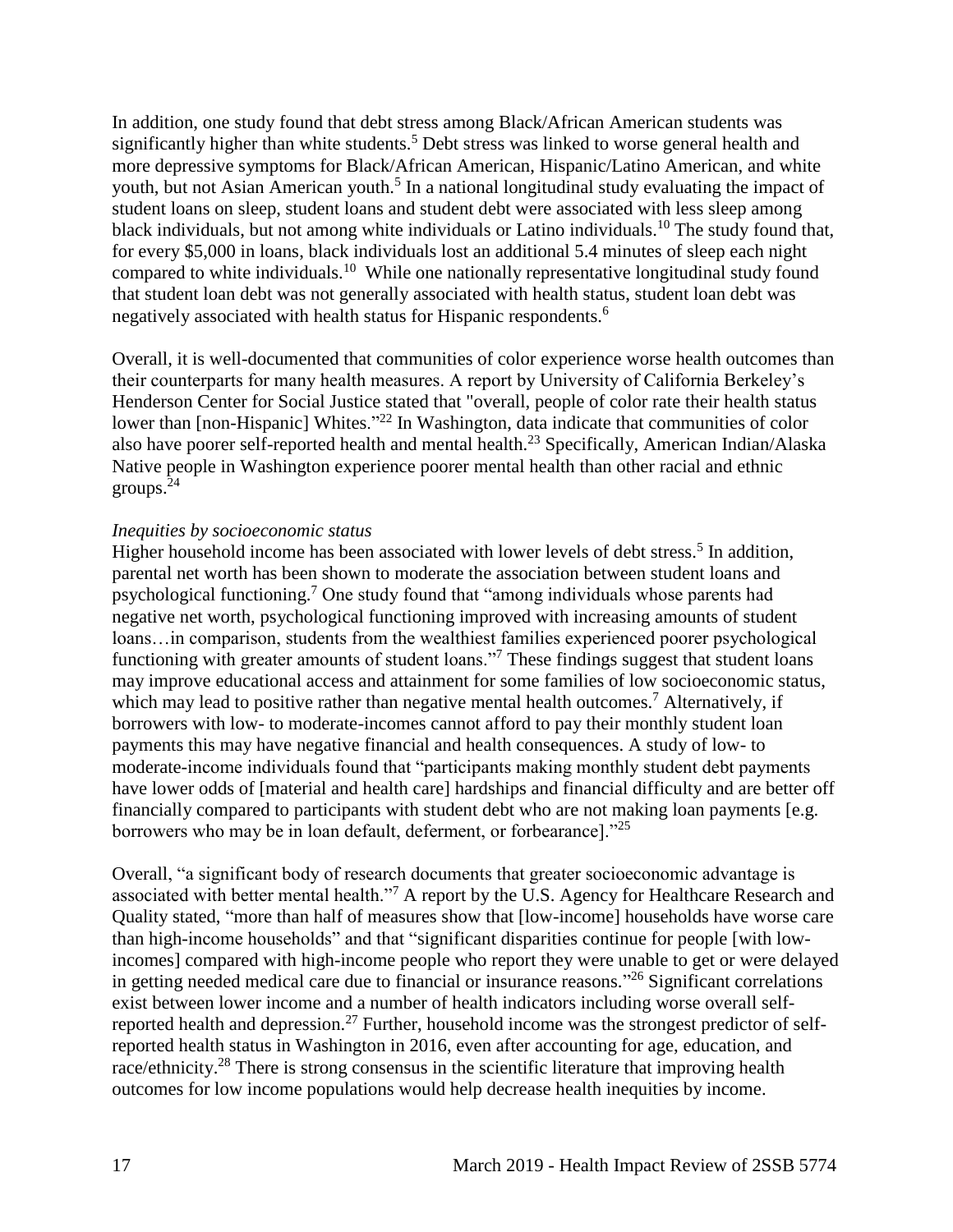In addition, one study found that debt stress among Black/African American students was significantly higher than white students.[5] Debt stress was linked to worse general health and more depressive symptoms for Black/African American, Hispanic/Latino American, and white youth, but not Asian American youth.[5] In a national longitudinal study evaluating the impact of student loans on sleep, student loans and student debt were associated with less sleep among black individuals, but not among white individuals or Latino individuals.[10] The study found that, for every $5,000 in loans, black individuals lost an additional 5.4 minutes of sleep each night compared to white individuals.[10] While one nationally representative longitudinal study found that student loan debt was not generally associated with health status, student loan debt was negatively associated with health status for Hispanic respondents.[6]

Overall, it is well-documented that communities of color experience worse health outcomes than their counterparts for many health measures. A report by University of California Berkeley's Henderson Center for Social Justice stated that "overall, people of color rate their health status lower than [non-Hispanic] Whites."[22] In Washington, data indicate that communities of color also have poorer self-reported health and mental health.[23] Specifically, American Indian/Alaska Native people in Washington experience poorer mental health than other racial and ethnic groups.[24]

*Inequities by socioeconomic status*

Higher household income has been associated with lower levels of debt stress.[5] In addition, parental net worth has been shown to moderate the association between student loans and psychological functioning.[7] One study found that "among individuals whose parents had negative net worth, psychological functioning improved with increasing amounts of student loans…in comparison, students from the wealthiest families experienced poorer psychological functioning with greater amounts of student loans."[7] These findings suggest that student loans may improve educational access and attainment for some families of low socioeconomic status, which may lead to positive rather than negative mental health outcomes.[7] Alternatively, if borrowers with low- to moderate-incomes cannot afford to pay their monthly student loan payments this may have negative financial and health consequences. A study of low- to moderate-income individuals found that "participants making monthly student debt payments have lower odds of [material and health care] hardships and financial difficulty and are better off financially compared to participants with student debt who are not making loan payments [e.g. borrowers who may be in loan default, deferment, or forbearance]."[25]

Overall, "a significant body of research documents that greater socioeconomic advantage is associated with better mental health."[7] A report by the U.S. Agency for Healthcare Research and Quality stated, "more than half of measures show that [low-income] households have worse care than high-income households" and that "significant disparities continue for people [with low-incomes] compared with high-income people who report they were unable to get or were delayed in getting needed medical care due to financial or insurance reasons."[26] Significant correlations exist between lower income and a number of health indicators including worse overall self-reported health and depression.[27] Further, household income was the strongest predictor of self-reported health status in Washington in 2016, even after accounting for age, education, and race/ethnicity.[28] There is strong consensus in the scientific literature that improving health outcomes for low income populations would help decrease health inequities by income.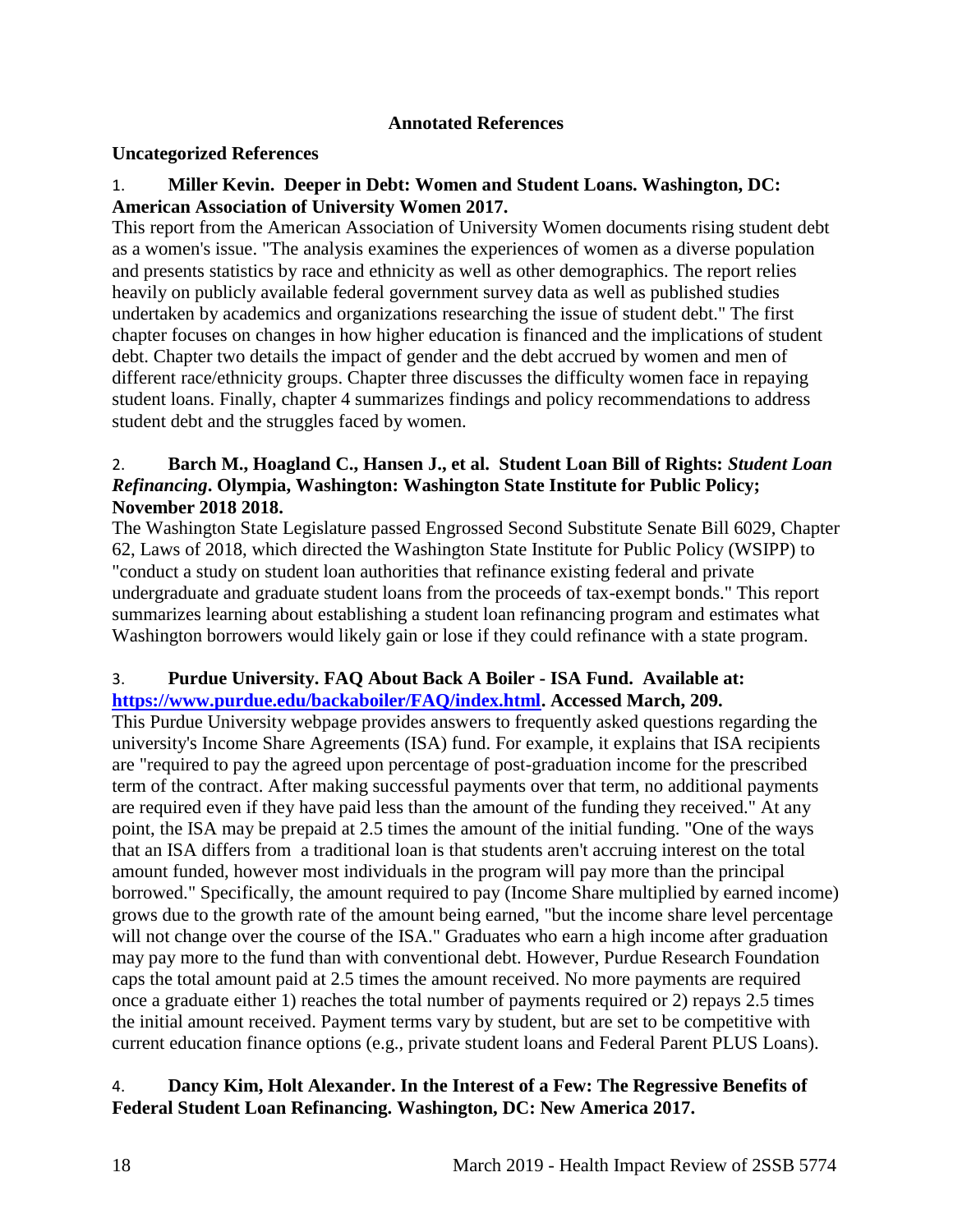**Annotated References**

**Uncategorized References**

1. **Miller Kevin. Deeper in Debt: Women and Student Loans. Washington, DC: American Association of University Women 2017.**

This report from the American Association of University Women documents rising student debt as a women's issue. "The analysis examines the experiences of women as a diverse population and presents statistics by race and ethnicity as well as other demographics. The report relies heavily on publicly available federal government survey data as well as published studies undertaken by academics and organizations researching the issue of student debt." The first chapter focuses on changes in how higher education is financed and the implications of student debt. Chapter two details the impact of gender and the debt accrued by women and men of different race/ethnicity groups. Chapter three discusses the difficulty women face in repaying student loans. Finally, chapter 4 summarizes findings and policy recommendations to address student debt and the struggles faced by women.

2. **Barch M., Hoagland C., Hansen J., et al. Student Loan Bill of Rights: *Student Loan Refinancing*. Olympia, Washington: Washington State Institute for Public Policy; November 2018 2018.**

The Washington State Legislature passed Engrossed Second Substitute Senate Bill 6029, Chapter 62, Laws of 2018, which directed the Washington State Institute for Public Policy (WSIPP) to "conduct a study on student loan authorities that refinance existing federal and private undergraduate and graduate student loans from the proceeds of tax-exempt bonds." This report summarizes learning about establishing a student loan refinancing program and estimates what Washington borrowers would likely gain or lose if they could refinance with a state program.

3. **Purdue University. FAQ About Back A Boiler - ISA Fund. Available at: [https://www.purdue.edu/backaboiler/FAQ/index.html](https://www.purdue.edu/backaboiler/FAQ/index.html). Accessed March, 209.**

This Purdue University webpage provides answers to frequently asked questions regarding the university's Income Share Agreements (ISA) fund. For example, it explains that ISA recipients are "required to pay the agreed upon percentage of post-graduation income for the prescribed term of the contract. After making successful payments over that term, no additional payments are required even if they have paid less than the amount of the funding they received." At any point, the ISA may be prepaid at 2.5 times the amount of the initial funding. "One of the ways that an ISA differs from a traditional loan is that students aren't accruing interest on the total amount funded, however most individuals in the program will pay more than the principal borrowed." Specifically, the amount required to pay (Income Share multiplied by earned income) grows due to the growth rate of the amount being earned, "but the income share level percentage will not change over the course of the ISA." Graduates who earn a high income after graduation may pay more to the fund than with conventional debt. However, Purdue Research Foundation caps the total amount paid at 2.5 times the amount received. No more payments are required once a graduate either 1) reaches the total number of payments required or 2) repays 2.5 times the initial amount received. Payment terms vary by student, but are set to be competitive with current education finance options (e.g., private student loans and Federal Parent PLUS Loans).

4. **Dancy Kim, Holt Alexander. In the Interest of a Few: The Regressive Benefits of Federal Student Loan Refinancing. Washington, DC: New America 2017.**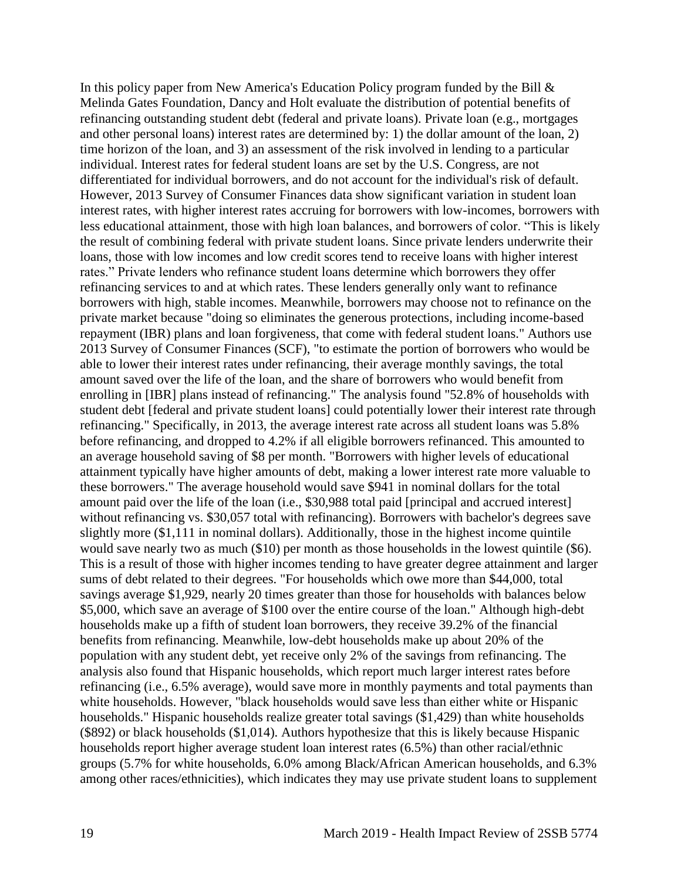In this policy paper from New America's Education Policy program funded by the Bill & Melinda Gates Foundation, Dancy and Holt evaluate the distribution of potential benefits of refinancing outstanding student debt (federal and private loans). Private loan (e.g., mortgages and other personal loans) interest rates are determined by: 1) the dollar amount of the loan, 2) time horizon of the loan, and 3) an assessment of the risk involved in lending to a particular individual. Interest rates for federal student loans are set by the U.S. Congress, are not differentiated for individual borrowers, and do not account for the individual's risk of default. However, 2013 Survey of Consumer Finances data show significant variation in student loan interest rates, with higher interest rates accruing for borrowers with low-incomes, borrowers with less educational attainment, those with high loan balances, and borrowers of color. "This is likely the result of combining federal with private student loans. Since private lenders underwrite their loans, those with low incomes and low credit scores tend to receive loans with higher interest rates." Private lenders who refinance student loans determine which borrowers they offer refinancing services to and at which rates. These lenders generally only want to refinance borrowers with high, stable incomes. Meanwhile, borrowers may choose not to refinance on the private market because "doing so eliminates the generous protections, including income-based repayment (IBR) plans and loan forgiveness, that come with federal student loans." Authors use 2013 Survey of Consumer Finances (SCF), "to estimate the portion of borrowers who would be able to lower their interest rates under refinancing, their average monthly savings, the total amount saved over the life of the loan, and the share of borrowers who would benefit from enrolling in [IBR] plans instead of refinancing." The analysis found "52.8% of households with student debt [federal and private student loans] could potentially lower their interest rate through refinancing." Specifically, in 2013, the average interest rate across all student loans was 5.8% before refinancing, and dropped to 4.2% if all eligible borrowers refinanced. This amounted to an average household saving of $8 per month. "Borrowers with higher levels of educational attainment typically have higher amounts of debt, making a lower interest rate more valuable to these borrowers." The average household would save $941 in nominal dollars for the total amount paid over the life of the loan (i.e., $30,988 total paid [principal and accrued interest] without refinancing vs. $30,057 total with refinancing). Borrowers with bachelor's degrees save slightly more ($1,111 in nominal dollars). Additionally, those in the highest income quintile would save nearly two as much ($10) per month as those households in the lowest quintile ($6). This is a result of those with higher incomes tending to have greater degree attainment and larger sums of debt related to their degrees. "For households which owe more than $44,000, total savings average $1,929, nearly 20 times greater than those for households with balances below $5,000, which save an average of $100 over the entire course of the loan." Although high-debt households make up a fifth of student loan borrowers, they receive 39.2% of the financial benefits from refinancing. Meanwhile, low-debt households make up about 20% of the population with any student debt, yet receive only 2% of the savings from refinancing. The analysis also found that Hispanic households, which report much larger interest rates before refinancing (i.e., 6.5% average), would save more in monthly payments and total payments than white households. However, "black households would save less than either white or Hispanic households." Hispanic households realize greater total savings ($1,429) than white households ($892) or black households ($1,014). Authors hypothesize that this is likely because Hispanic households report higher average student loan interest rates (6.5%) than other racial/ethnic groups (5.7% for white households, 6.0% among Black/African American households, and 6.3% among other races/ethnicities), which indicates they may use private student loans to supplement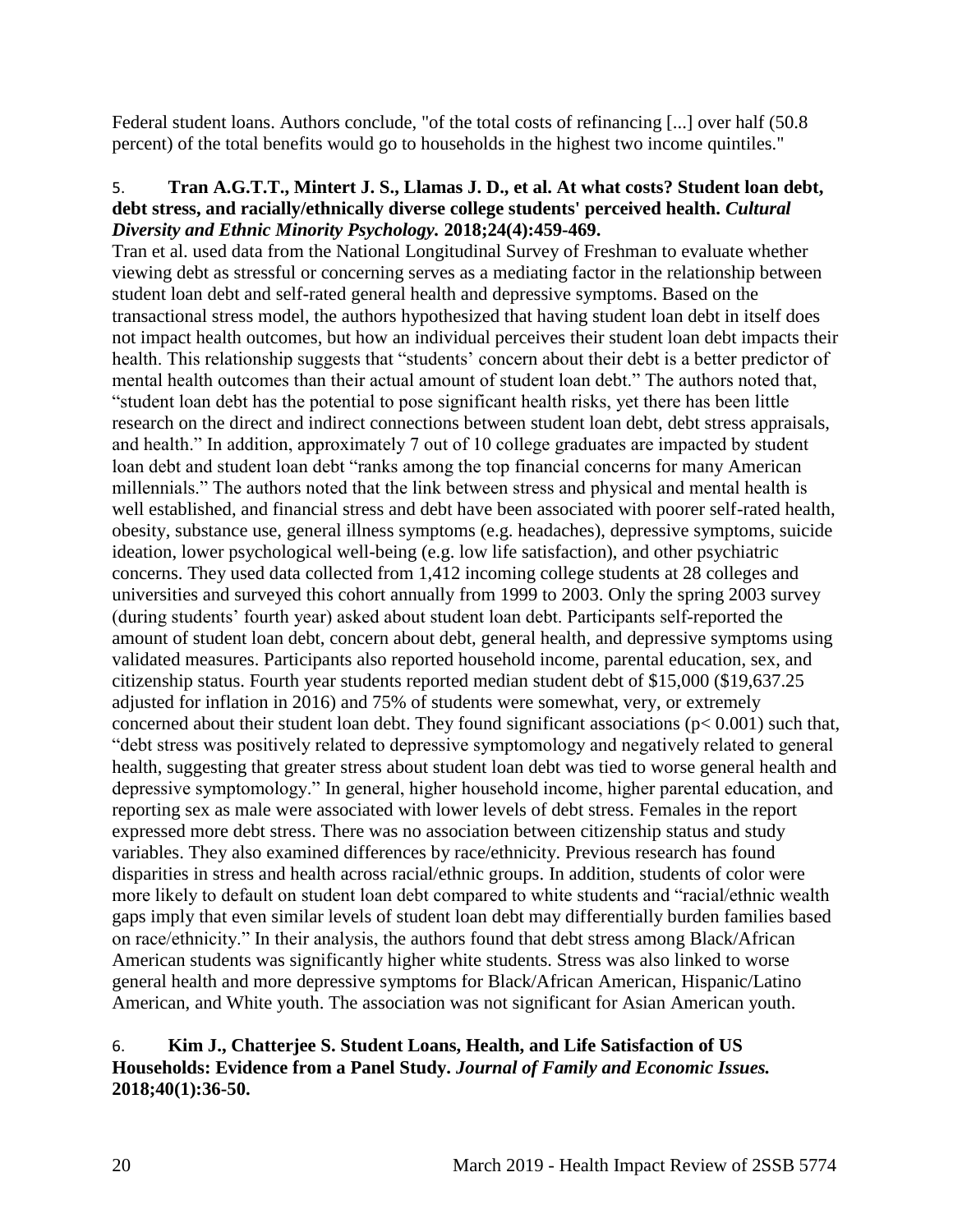Federal student loans. Authors conclude, "of the total costs of refinancing [...] over half (50.8 percent) of the total benefits would go to households in the highest two income quintiles."

5. **Tran A.G.T.T., Mintert J. S., Llamas J. D., et al. At what costs? Student loan debt, debt stress, and racially/ethnically diverse college students' perceived health.** ***Cultural Diversity and Ethnic Minority Psychology.*** **2018;24(4):459-469.**

Tran et al. used data from the National Longitudinal Survey of Freshman to evaluate whether viewing debt as stressful or concerning serves as a mediating factor in the relationship between student loan debt and self-rated general health and depressive symptoms. Based on the transactional stress model, the authors hypothesized that having student loan debt in itself does not impact health outcomes, but how an individual perceives their student loan debt impacts their health. This relationship suggests that "students' concern about their debt is a better predictor of mental health outcomes than their actual amount of student loan debt." The authors noted that, "student loan debt has the potential to pose significant health risks, yet there has been little research on the direct and indirect connections between student loan debt, debt stress appraisals, and health." In addition, approximately 7 out of 10 college graduates are impacted by student loan debt and student loan debt "ranks among the top financial concerns for many American millennials." The authors noted that the link between stress and physical and mental health is well established, and financial stress and debt have been associated with poorer self-rated health, obesity, substance use, general illness symptoms (e.g. headaches), depressive symptoms, suicide ideation, lower psychological well-being (e.g. low life satisfaction), and other psychiatric concerns. They used data collected from 1,412 incoming college students at 28 colleges and universities and surveyed this cohort annually from 1999 to 2003. Only the spring 2003 survey (during students' fourth year) asked about student loan debt. Participants self-reported the amount of student loan debt, concern about debt, general health, and depressive symptoms using validated measures. Participants also reported household income, parental education, sex, and citizenship status. Fourth year students reported median student debt of $15,000 ($19,637.25 adjusted for inflation in 2016) and 75% of students were somewhat, very, or extremely concerned about their student loan debt. They found significant associations ($p < 0.001$) such that, "debt stress was positively related to depressive symptomology and negatively related to general health, suggesting that greater stress about student loan debt was tied to worse general health and depressive symptomology." In general, higher household income, higher parental education, and reporting sex as male were associated with lower levels of debt stress. Females in the report expressed more debt stress. There was no association between citizenship status and study variables. They also examined differences by race/ethnicity. Previous research has found disparities in stress and health across racial/ethnic groups. In addition, students of color were more likely to default on student loan debt compared to white students and "racial/ethnic wealth gaps imply that even similar levels of student loan debt may differentially burden families based on race/ethnicity." In their analysis, the authors found that debt stress among Black/African American students was significantly higher white students. Stress was also linked to worse general health and more depressive symptoms for Black/African American, Hispanic/Latino American, and White youth. The association was not significant for Asian American youth.

6. **Kim J., Chatterjee S. Student Loans, Health, and Life Satisfaction of US Households: Evidence from a Panel Study.** ***Journal of Family and Economic Issues.*** **2018;40(1):36-50.**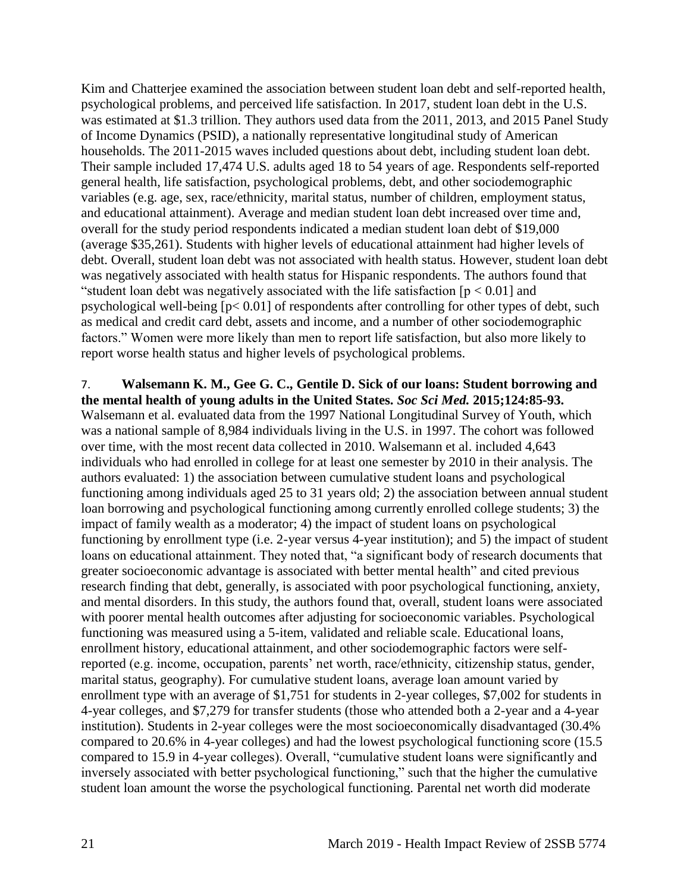Kim and Chatterjee examined the association between student loan debt and self-reported health, psychological problems, and perceived life satisfaction. In 2017, student loan debt in the U.S. was estimated at $1.3 trillion. They authors used data from the 2011, 2013, and 2015 Panel Study of Income Dynamics (PSID), a nationally representative longitudinal study of American households. The 2011-2015 waves included questions about debt, including student loan debt. Their sample included 17,474 U.S. adults aged 18 to 54 years of age. Respondents self-reported general health, life satisfaction, psychological problems, debt, and other sociodemographic variables (e.g. age, sex, race/ethnicity, marital status, number of children, employment status, and educational attainment). Average and median student loan debt increased over time and, overall for the study period respondents indicated a median student loan debt of $19,000 (average $35,261). Students with higher levels of educational attainment had higher levels of debt. Overall, student loan debt was not associated with health status. However, student loan debt was negatively associated with health status for Hispanic respondents. The authors found that "student loan debt was negatively associated with the life satisfaction [$p < 0.01$] and psychological well-being [$p < 0.01$] of respondents after controlling for other types of debt, such as medical and credit card debt, assets and income, and a number of other sociodemographic factors." Women were more likely than men to report life satisfaction, but also more likely to report worse health status and higher levels of psychological problems.

7. **Walsemann K. M., Gee G. C., Gentile D. Sick of our loans: Student borrowing and the mental health of young adults in the United States. *Soc Sci Med.* 2015;124:85-93.**

Walsemann et al. evaluated data from the 1997 National Longitudinal Survey of Youth, which was a national sample of 8,984 individuals living in the U.S. in 1997. The cohort was followed over time, with the most recent data collected in 2010. Walsemann et al. included 4,643 individuals who had enrolled in college for at least one semester by 2010 in their analysis. The authors evaluated: 1) the association between cumulative student loans and psychological functioning among individuals aged 25 to 31 years old; 2) the association between annual student loan borrowing and psychological functioning among currently enrolled college students; 3) the impact of family wealth as a moderator; 4) the impact of student loans on psychological functioning by enrollment type (i.e. 2-year versus 4-year institution); and 5) the impact of student loans on educational attainment. They noted that, "a significant body of research documents that greater socioeconomic advantage is associated with better mental health" and cited previous research finding that debt, generally, is associated with poor psychological functioning, anxiety, and mental disorders. In this study, the authors found that, overall, student loans were associated with poorer mental health outcomes after adjusting for socioeconomic variables. Psychological functioning was measured using a 5-item, validated and reliable scale. Educational loans, enrollment history, educational attainment, and other sociodemographic factors were self-reported (e.g. income, occupation, parents' net worth, race/ethnicity, citizenship status, gender, marital status, geography). For cumulative student loans, average loan amount varied by enrollment type with an average of $1,751 for students in 2-year colleges, $7,002 for students in 4-year colleges, and $7,279 for transfer students (those who attended both a 2-year and a 4-year institution). Students in 2-year colleges were the most socioeconomically disadvantaged (30.4% compared to 20.6% in 4-year colleges) and had the lowest psychological functioning score (15.5 compared to 15.9 in 4-year colleges). Overall, "cumulative student loans were significantly and inversely associated with better psychological functioning," such that the higher the cumulative student loan amount the worse the psychological functioning. Parental net worth did moderate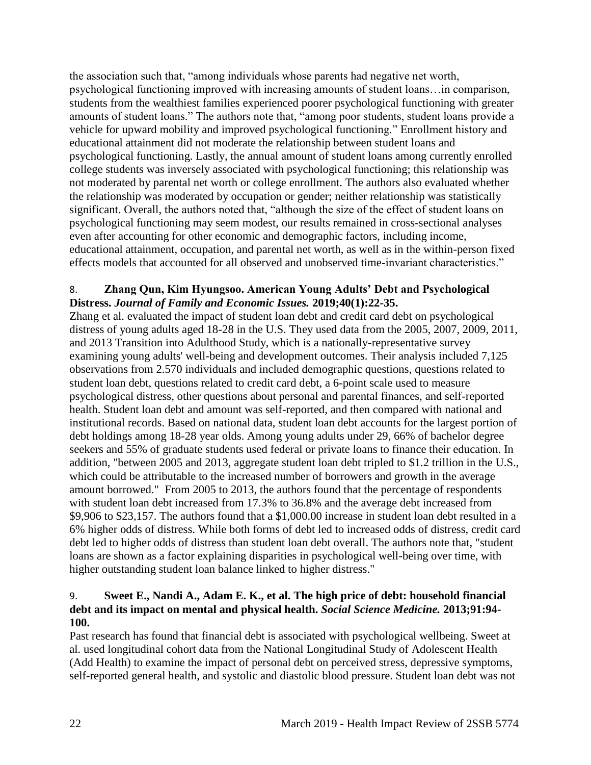the association such that, "among individuals whose parents had negative net worth, psychological functioning improved with increasing amounts of student loans…in comparison, students from the wealthiest families experienced poorer psychological functioning with greater amounts of student loans." The authors note that, "among poor students, student loans provide a vehicle for upward mobility and improved psychological functioning." Enrollment history and educational attainment did not moderate the relationship between student loans and psychological functioning. Lastly, the annual amount of student loans among currently enrolled college students was inversely associated with psychological functioning; this relationship was not moderated by parental net worth or college enrollment. The authors also evaluated whether the relationship was moderated by occupation or gender; neither relationship was statistically significant. Overall, the authors noted that, "although the size of the effect of student loans on psychological functioning may seem modest, our results remained in cross-sectional analyses even after accounting for other economic and demographic factors, including income, educational attainment, occupation, and parental net worth, as well as in the within-person fixed effects models that accounted for all observed and unobserved time-invariant characteristics."

8. **Zhang Qun, Kim Hyungsoo. American Young Adults' Debt and Psychological Distress. *Journal of Family and Economic Issues.* 2019;40(1):22-35.**

Zhang et al. evaluated the impact of student loan debt and credit card debt on psychological distress of young adults aged 18-28 in the U.S. They used data from the 2005, 2007, 2009, 2011, and 2013 Transition into Adulthood Study, which is a nationally-representative survey examining young adults' well-being and development outcomes. Their analysis included 7,125 observations from 2.570 individuals and included demographic questions, questions related to student loan debt, questions related to credit card debt, a 6-point scale used to measure psychological distress, other questions about personal and parental finances, and self-reported health. Student loan debt and amount was self-reported, and then compared with national and institutional records. Based on national data, student loan debt accounts for the largest portion of debt holdings among 18-28 year olds. Among young adults under 29, 66% of bachelor degree seekers and 55% of graduate students used federal or private loans to finance their education. In addition, "between 2005 and 2013, aggregate student loan debt tripled to $1.2 trillion in the U.S., which could be attributable to the increased number of borrowers and growth in the average amount borrowed." From 2005 to 2013, the authors found that the percentage of respondents with student loan debt increased from 17.3% to 36.8% and the average debt increased from $9,906 to $23,157. The authors found that a $1,000.00 increase in student loan debt resulted in a 6% higher odds of distress. While both forms of debt led to increased odds of distress, credit card debt led to higher odds of distress than student loan debt overall. The authors note that, "student loans are shown as a factor explaining disparities in psychological well-being over time, with higher outstanding student loan balance linked to higher distress."

9. **Sweet E., Nandi A., Adam E. K., et al. The high price of debt: household financial debt and its impact on mental and physical health. *Social Science Medicine.* 2013;91:94-100.**

Past research has found that financial debt is associated with psychological wellbeing. Sweet at al. used longitudinal cohort data from the National Longitudinal Study of Adolescent Health (Add Health) to examine the impact of personal debt on perceived stress, depressive symptoms, self-reported general health, and systolic and diastolic blood pressure. Student loan debt was not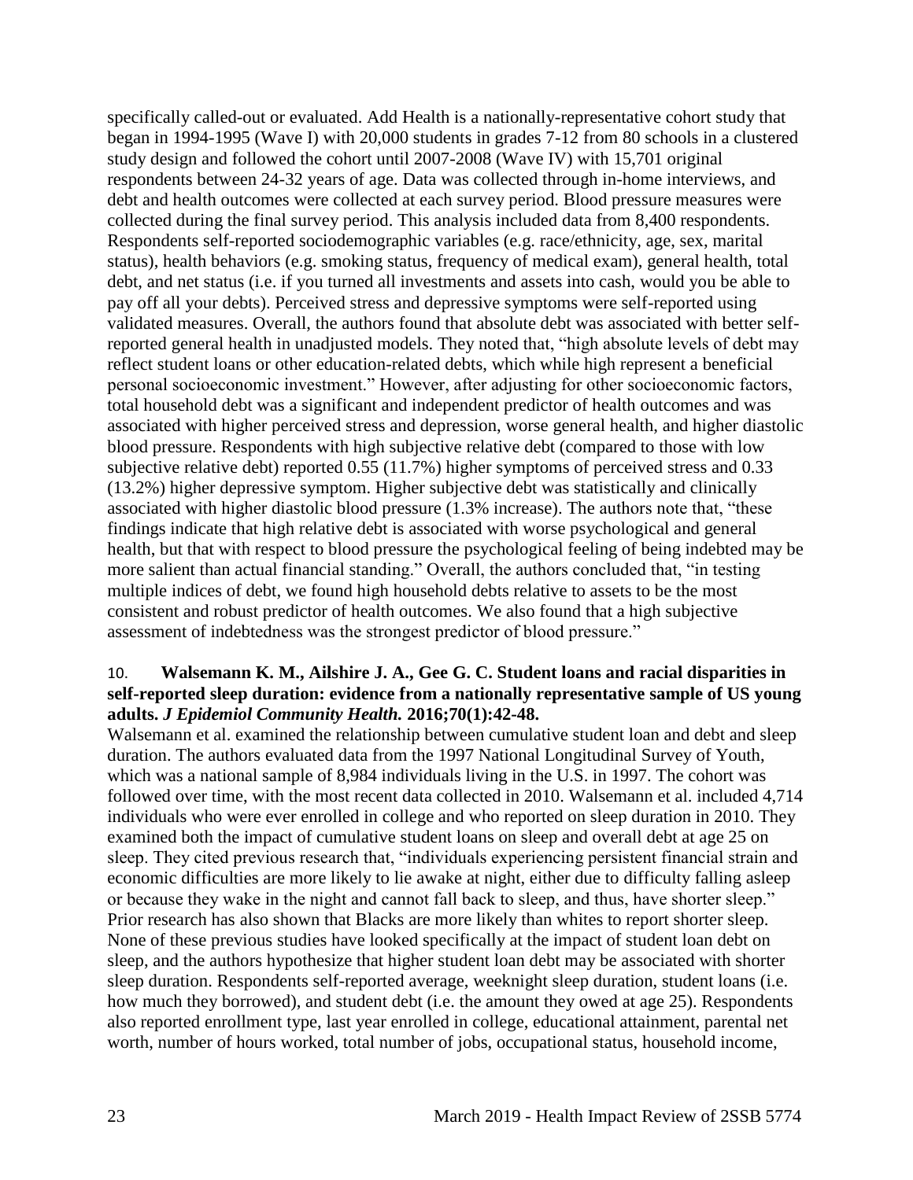specifically called-out or evaluated. Add Health is a nationally-representative cohort study that began in 1994-1995 (Wave I) with 20,000 students in grades 7-12 from 80 schools in a clustered study design and followed the cohort until 2007-2008 (Wave IV) with 15,701 original respondents between 24-32 years of age. Data was collected through in-home interviews, and debt and health outcomes were collected at each survey period. Blood pressure measures were collected during the final survey period. This analysis included data from 8,400 respondents. Respondents self-reported sociodemographic variables (e.g. race/ethnicity, age, sex, marital status), health behaviors (e.g. smoking status, frequency of medical exam), general health, total debt, and net status (i.e. if you turned all investments and assets into cash, would you be able to pay off all your debts). Perceived stress and depressive symptoms were self-reported using validated measures. Overall, the authors found that absolute debt was associated with better self-reported general health in unadjusted models. They noted that, "high absolute levels of debt may reflect student loans or other education-related debts, which while high represent a beneficial personal socioeconomic investment." However, after adjusting for other socioeconomic factors, total household debt was a significant and independent predictor of health outcomes and was associated with higher perceived stress and depression, worse general health, and higher diastolic blood pressure. Respondents with high subjective relative debt (compared to those with low subjective relative debt) reported 0.55 (11.7%) higher symptoms of perceived stress and 0.33 (13.2%) higher depressive symptom. Higher subjective debt was statistically and clinically associated with higher diastolic blood pressure (1.3% increase). The authors note that, "these findings indicate that high relative debt is associated with worse psychological and general health, but that with respect to blood pressure the psychological feeling of being indebted may be more salient than actual financial standing." Overall, the authors concluded that, "in testing multiple indices of debt, we found high household debts relative to assets to be the most consistent and robust predictor of health outcomes. We also found that a high subjective assessment of indebtedness was the strongest predictor of blood pressure."

10. **Walsemann K. M., Ailshire J. A., Gee G. C. Student loans and racial disparities in self-reported sleep duration: evidence from a nationally representative sample of US young adults. *J Epidemiol Community Health.* 2016;70(1):42-48.**

Walsemann et al. examined the relationship between cumulative student loan and debt and sleep duration. The authors evaluated data from the 1997 National Longitudinal Survey of Youth, which was a national sample of 8,984 individuals living in the U.S. in 1997. The cohort was followed over time, with the most recent data collected in 2010. Walsemann et al. included 4,714 individuals who were ever enrolled in college and who reported on sleep duration in 2010. They examined both the impact of cumulative student loans on sleep and overall debt at age 25 on sleep. They cited previous research that, "individuals experiencing persistent financial strain and economic difficulties are more likely to lie awake at night, either due to difficulty falling asleep or because they wake in the night and cannot fall back to sleep, and thus, have shorter sleep." Prior research has also shown that Blacks are more likely than whites to report shorter sleep. None of these previous studies have looked specifically at the impact of student loan debt on sleep, and the authors hypothesize that higher student loan debt may be associated with shorter sleep duration. Respondents self-reported average, weeknight sleep duration, student loans (i.e. how much they borrowed), and student debt (i.e. the amount they owed at age 25). Respondents also reported enrollment type, last year enrolled in college, educational attainment, parental net worth, number of hours worked, total number of jobs, occupational status, household income,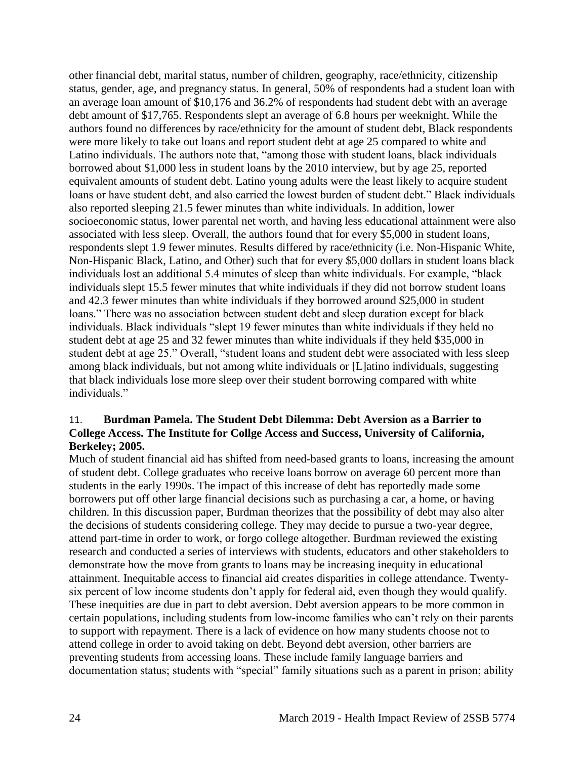other financial debt, marital status, number of children, geography, race/ethnicity, citizenship status, gender, age, and pregnancy status. In general, 50% of respondents had a student loan with an average loan amount of $10,176 and 36.2% of respondents had student debt with an average debt amount of $17,765. Respondents slept an average of 6.8 hours per weeknight. While the authors found no differences by race/ethnicity for the amount of student debt, Black respondents were more likely to take out loans and report student debt at age 25 compared to white and Latino individuals. The authors note that, "among those with student loans, black individuals borrowed about $1,000 less in student loans by the 2010 interview, but by age 25, reported equivalent amounts of student debt. Latino young adults were the least likely to acquire student loans or have student debt, and also carried the lowest burden of student debt." Black individuals also reported sleeping 21.5 fewer minutes than white individuals. In addition, lower socioeconomic status, lower parental net worth, and having less educational attainment were also associated with less sleep. Overall, the authors found that for every $5,000 in student loans, respondents slept 1.9 fewer minutes. Results differed by race/ethnicity (i.e. Non-Hispanic White, Non-Hispanic Black, Latino, and Other) such that for every $5,000 dollars in student loans black individuals lost an additional 5.4 minutes of sleep than white individuals. For example, "black individuals slept 15.5 fewer minutes that white individuals if they did not borrow student loans and 42.3 fewer minutes than white individuals if they borrowed around $25,000 in student loans." There was no association between student debt and sleep duration except for black individuals. Black individuals "slept 19 fewer minutes than white individuals if they held no student debt at age 25 and 32 fewer minutes than white individuals if they held $35,000 in student debt at age 25." Overall, "student loans and student debt were associated with less sleep among black individuals, but not among white individuals or [L]atino individuals, suggesting that black individuals lose more sleep over their student borrowing compared with white individuals."

11. **Burdman Pamela. The Student Debt Dilemma: Debt Aversion as a Barrier to College Access. The Institute for Collge Access and Success, University of California, Berkeley; 2005.**

Much of student financial aid has shifted from need-based grants to loans, increasing the amount of student debt. College graduates who receive loans borrow on average 60 percent more than students in the early 1990s. The impact of this increase of debt has reportedly made some borrowers put off other large financial decisions such as purchasing a car, a home, or having children. In this discussion paper, Burdman theorizes that the possibility of debt may also alter the decisions of students considering college. They may decide to pursue a two-year degree, attend part-time in order to work, or forgo college altogether. Burdman reviewed the existing research and conducted a series of interviews with students, educators and other stakeholders to demonstrate how the move from grants to loans may be increasing inequity in educational attainment. Inequitable access to financial aid creates disparities in college attendance. Twenty-six percent of low income students don't apply for federal aid, even though they would qualify. These inequities are due in part to debt aversion. Debt aversion appears to be more common in certain populations, including students from low-income families who can't rely on their parents to support with repayment. There is a lack of evidence on how many students choose not to attend college in order to avoid taking on debt. Beyond debt aversion, other barriers are preventing students from accessing loans. These include family language barriers and documentation status; students with "special" family situations such as a parent in prison; ability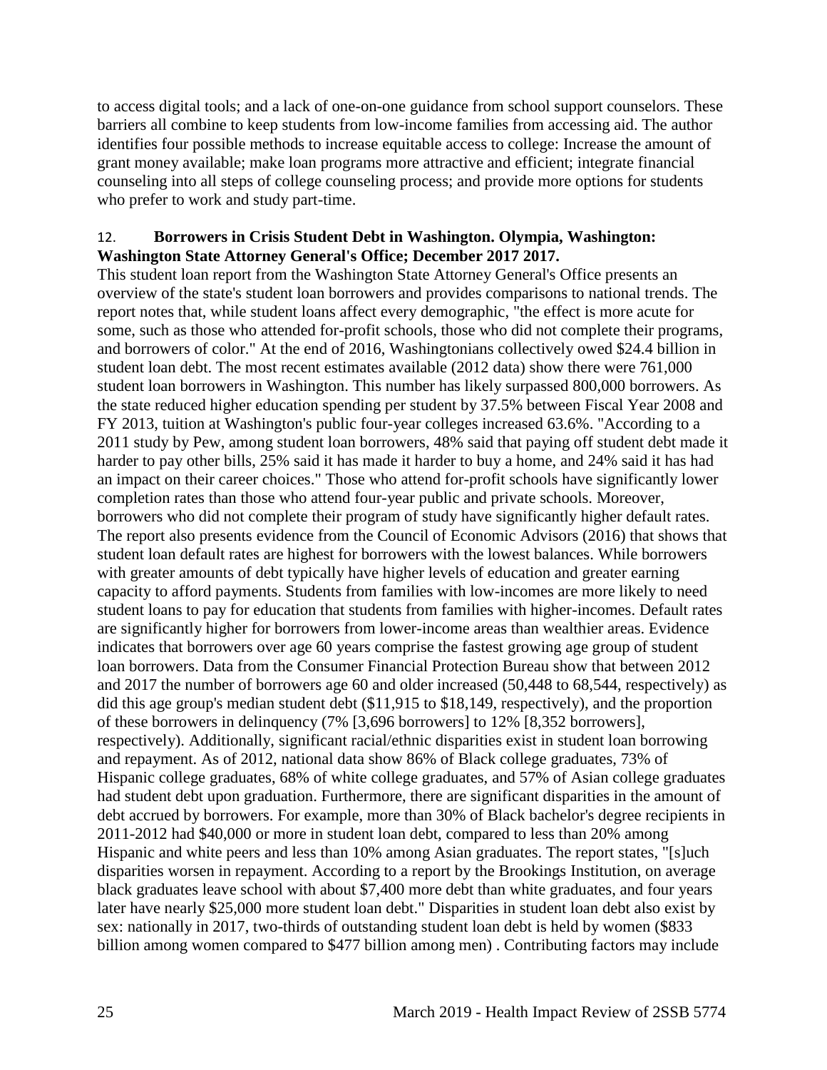to access digital tools; and a lack of one-on-one guidance from school support counselors. These barriers all combine to keep students from low-income families from accessing aid. The author identifies four possible methods to increase equitable access to college: Increase the amount of grant money available; make loan programs more attractive and efficient; integrate financial counseling into all steps of college counseling process; and provide more options for students who prefer to work and study part-time.

12. **Borrowers in Crisis Student Debt in Washington. Olympia, Washington: Washington State Attorney General's Office; December 2017 2017.**

This student loan report from the Washington State Attorney General's Office presents an overview of the state's student loan borrowers and provides comparisons to national trends. The report notes that, while student loans affect every demographic, "the effect is more acute for some, such as those who attended for-profit schools, those who did not complete their programs, and borrowers of color." At the end of 2016, Washingtonians collectively owed $24.4 billion in student loan debt. The most recent estimates available (2012 data) show there were 761,000 student loan borrowers in Washington. This number has likely surpassed 800,000 borrowers. As the state reduced higher education spending per student by 37.5% between Fiscal Year 2008 and FY 2013, tuition at Washington's public four-year colleges increased 63.6%. "According to a 2011 study by Pew, among student loan borrowers, 48% said that paying off student debt made it harder to pay other bills, 25% said it has made it harder to buy a home, and 24% said it has had an impact on their career choices." Those who attend for-profit schools have significantly lower completion rates than those who attend four-year public and private schools. Moreover, borrowers who did not complete their program of study have significantly higher default rates. The report also presents evidence from the Council of Economic Advisors (2016) that shows that student loan default rates are highest for borrowers with the lowest balances. While borrowers with greater amounts of debt typically have higher levels of education and greater earning capacity to afford payments. Students from families with low-incomes are more likely to need student loans to pay for education that students from families with higher-incomes. Default rates are significantly higher for borrowers from lower-income areas than wealthier areas. Evidence indicates that borrowers over age 60 years comprise the fastest growing age group of student loan borrowers. Data from the Consumer Financial Protection Bureau show that between 2012 and 2017 the number of borrowers age 60 and older increased (50,448 to 68,544, respectively) as did this age group's median student debt ($11,915 to $18,149, respectively), and the proportion of these borrowers in delinquency (7% [3,696 borrowers] to 12% [8,352 borrowers], respectively). Additionally, significant racial/ethnic disparities exist in student loan borrowing and repayment. As of 2012, national data show 86% of Black college graduates, 73% of Hispanic college graduates, 68% of white college graduates, and 57% of Asian college graduates had student debt upon graduation. Furthermore, there are significant disparities in the amount of debt accrued by borrowers. For example, more than 30% of Black bachelor's degree recipients in 2011-2012 had $40,000 or more in student loan debt, compared to less than 20% among Hispanic and white peers and less than 10% among Asian graduates. The report states, "[s]uch disparities worsen in repayment. According to a report by the Brookings Institution, on average black graduates leave school with about $7,400 more debt than white graduates, and four years later have nearly $25,000 more student loan debt." Disparities in student loan debt also exist by sex: nationally in 2017, two-thirds of outstanding student loan debt is held by women ($833 billion among women compared to $477 billion among men) . Contributing factors may include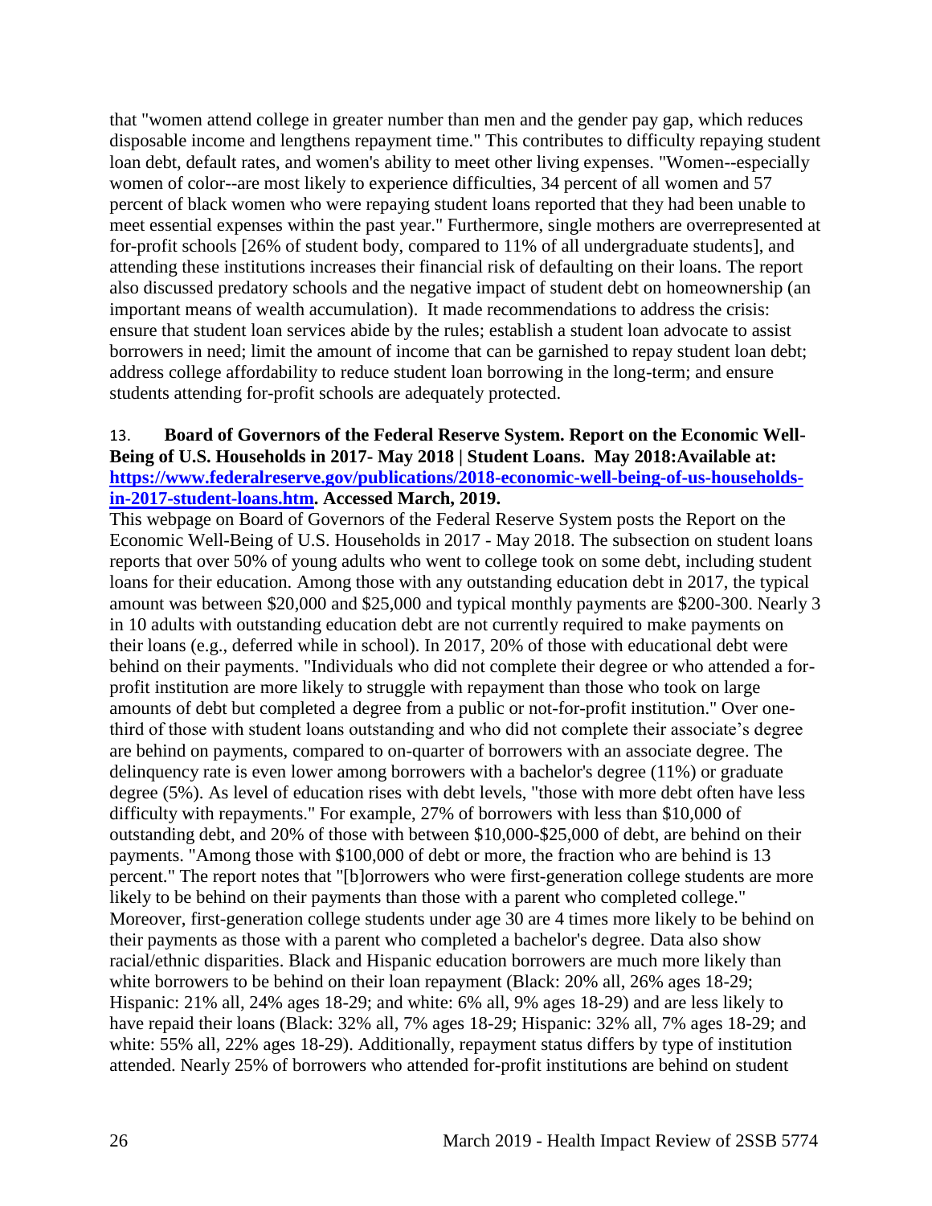that "women attend college in greater number than men and the gender pay gap, which reduces disposable income and lengthens repayment time." This contributes to difficulty repaying student loan debt, default rates, and women's ability to meet other living expenses. "Women--especially women of color--are most likely to experience difficulties, 34 percent of all women and 57 percent of black women who were repaying student loans reported that they had been unable to meet essential expenses within the past year." Furthermore, single mothers are overrepresented at for-profit schools [26% of student body, compared to 11% of all undergraduate students], and attending these institutions increases their financial risk of defaulting on their loans. The report also discussed predatory schools and the negative impact of student debt on homeownership (an important means of wealth accumulation). It made recommendations to address the crisis: ensure that student loan services abide by the rules; establish a student loan advocate to assist borrowers in need; limit the amount of income that can be garnished to repay student loan debt; address college affordability to reduce student loan borrowing in the long-term; and ensure students attending for-profit schools are adequately protected.

13. **Board of Governors of the Federal Reserve System. Report on the Economic Well-Being of U.S. Households in 2017- May 2018 | Student Loans. May 2018:Available at: [https://www.federalreserve.gov/publications/2018-economic-well-being-of-us-households-in-2017-student-loans.htm](https://www.federalreserve.gov/publications/2018-economic-well-being-of-us-households-in-2017-student-loans.htm). Accessed March, 2019.**

This webpage on Board of Governors of the Federal Reserve System posts the Report on the Economic Well-Being of U.S. Households in 2017 - May 2018. The subsection on student loans reports that over 50% of young adults who went to college took on some debt, including student loans for their education. Among those with any outstanding education debt in 2017, the typical amount was between $20,000 and $25,000 and typical monthly payments are $200-300. Nearly 3 in 10 adults with outstanding education debt are not currently required to make payments on their loans (e.g., deferred while in school). In 2017, 20% of those with educational debt were behind on their payments. "Individuals who did not complete their degree or who attended a for-profit institution are more likely to struggle with repayment than those who took on large amounts of debt but completed a degree from a public or not-for-profit institution." Over one-third of those with student loans outstanding and who did not complete their associate's degree are behind on payments, compared to on-quarter of borrowers with an associate degree. The delinquency rate is even lower among borrowers with a bachelor's degree (11%) or graduate degree (5%). As level of education rises with debt levels, "those with more debt often have less difficulty with repayments." For example, 27% of borrowers with less than $10,000 of outstanding debt, and 20% of those with between $10,000-$25,000 of debt, are behind on their payments. "Among those with $100,000 of debt or more, the fraction who are behind is 13 percent." The report notes that "[b]orrowers who were first-generation college students are more likely to be behind on their payments than those with a parent who completed college." Moreover, first-generation college students under age 30 are 4 times more likely to be behind on their payments as those with a parent who completed a bachelor's degree. Data also show racial/ethnic disparities. Black and Hispanic education borrowers are much more likely than white borrowers to be behind on their loan repayment (Black: 20% all, 26% ages 18-29; Hispanic: 21% all, 24% ages 18-29; and white: 6% all, 9% ages 18-29) and are less likely to have repaid their loans (Black: 32% all, 7% ages 18-29; Hispanic: 32% all, 7% ages 18-29; and white: 55% all, 22% ages 18-29). Additionally, repayment status differs by type of institution attended. Nearly 25% of borrowers who attended for-profit institutions are behind on student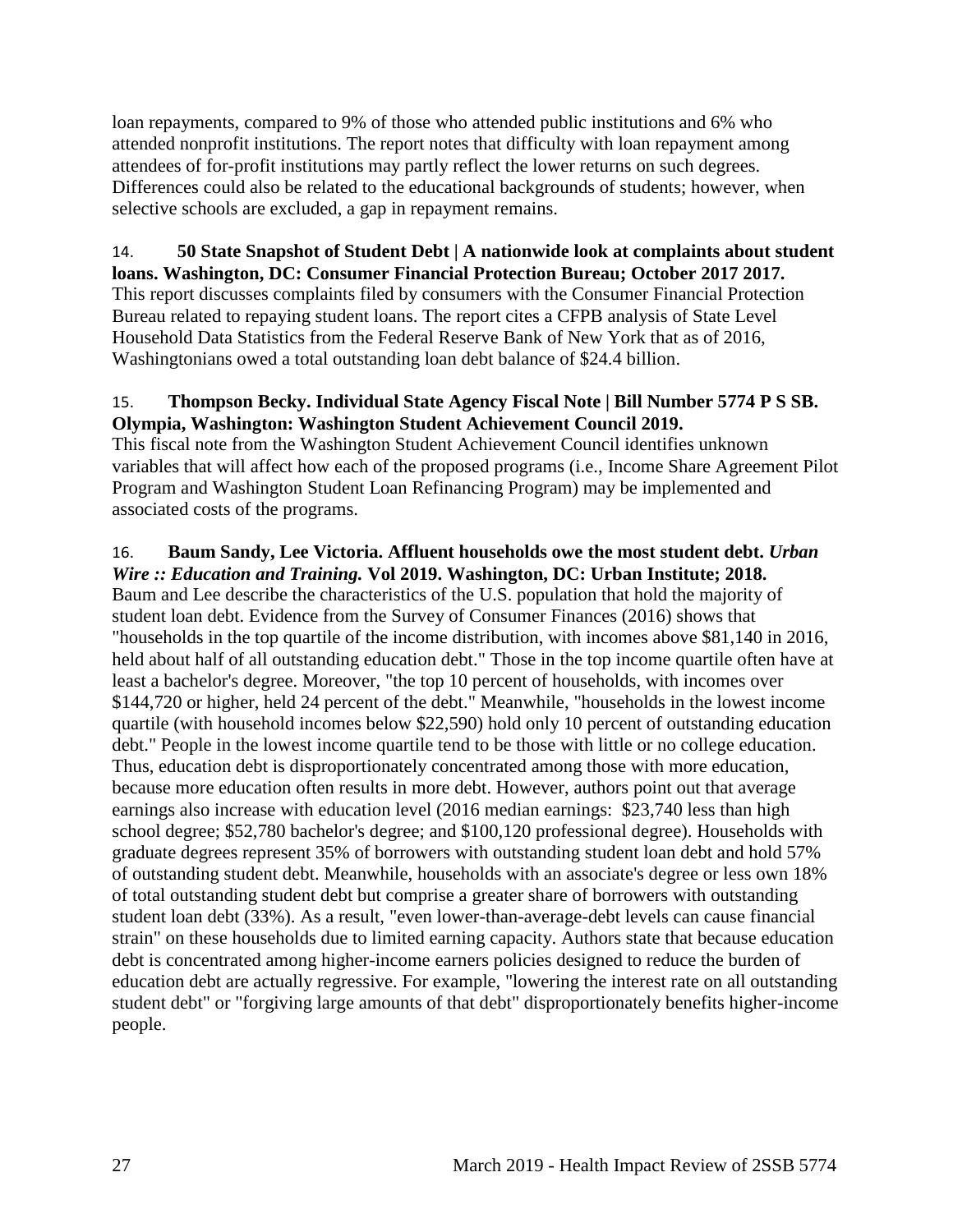loan repayments, compared to 9% of those who attended public institutions and 6% who attended nonprofit institutions. The report notes that difficulty with loan repayment among attendees of for-profit institutions may partly reflect the lower returns on such degrees. Differences could also be related to the educational backgrounds of students; however, when selective schools are excluded, a gap in repayment remains.

14. **50 State Snapshot of Student Debt | A nationwide look at complaints about student loans. Washington, DC: Consumer Financial Protection Bureau; October 2017 2017.**
This report discusses complaints filed by consumers with the Consumer Financial Protection Bureau related to repaying student loans. The report cites a CFPB analysis of State Level Household Data Statistics from the Federal Reserve Bank of New York that as of 2016, Washingtonians owed a total outstanding loan debt balance of $24.4 billion.

15. **Thompson Becky. Individual State Agency Fiscal Note | Bill Number 5774 P S SB. Olympia, Washington: Washington Student Achievement Council 2019.**
This fiscal note from the Washington Student Achievement Council identifies unknown variables that will affect how each of the proposed programs (i.e., Income Share Agreement Pilot Program and Washington Student Loan Refinancing Program) may be implemented and associated costs of the programs.

16. **Baum Sandy, Lee Victoria. Affluent households owe the most student debt.** ***Urban Wire :: Education and Training.*** **Vol 2019. Washington, DC: Urban Institute; 2018.**
Baum and Lee describe the characteristics of the U.S. population that hold the majority of student loan debt. Evidence from the Survey of Consumer Finances (2016) shows that "households in the top quartile of the income distribution, with incomes above $81,140 in 2016, held about half of all outstanding education debt." Those in the top income quartile often have at least a bachelor's degree. Moreover, "the top 10 percent of households, with incomes over $144,720 or higher, held 24 percent of the debt." Meanwhile, "households in the lowest income quartile (with household incomes below $22,590) hold only 10 percent of outstanding education debt." People in the lowest income quartile tend to be those with little or no college education. Thus, education debt is disproportionately concentrated among those with more education, because more education often results in more debt. However, authors point out that average earnings also increase with education level (2016 median earnings: $23,740 less than high school degree; $52,780 bachelor's degree; and $100,120 professional degree). Households with graduate degrees represent 35% of borrowers with outstanding student loan debt and hold 57% of outstanding student debt. Meanwhile, households with an associate's degree or less own 18% of total outstanding student debt but comprise a greater share of borrowers with outstanding student loan debt (33%). As a result, "even lower-than-average-debt levels can cause financial strain" on these households due to limited earning capacity. Authors state that because education debt is concentrated among higher-income earners policies designed to reduce the burden of education debt are actually regressive. For example, "lowering the interest rate on all outstanding student debt" or "forgiving large amounts of that debt" disproportionately benefits higher-income people.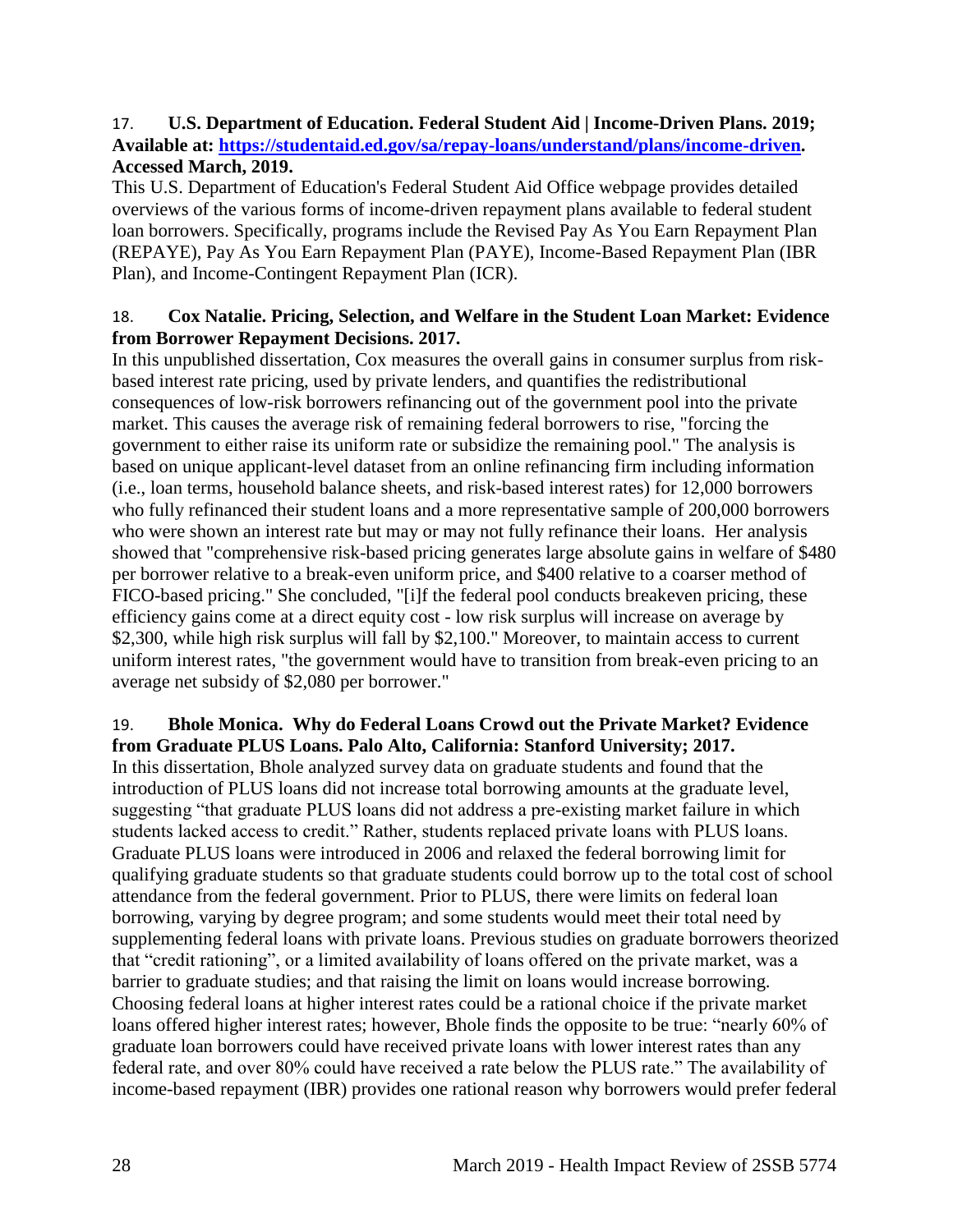17. **U.S. Department of Education. Federal Student Aid | Income-Driven Plans. 2019; Available at: [https://studentaid.ed.gov/sa/repay-loans/understand/plans/income-driven](https://studentaid.ed.gov/sa/repay-loans/understand/plans/income-driven). Accessed March, 2019.**

This U.S. Department of Education's Federal Student Aid Office webpage provides detailed overviews of the various forms of income-driven repayment plans available to federal student loan borrowers. Specifically, programs include the Revised Pay As You Earn Repayment Plan (REPAYE), Pay As You Earn Repayment Plan (PAYE), Income-Based Repayment Plan (IBR Plan), and Income-Contingent Repayment Plan (ICR).

18. **Cox Natalie. Pricing, Selection, and Welfare in the Student Loan Market: Evidence from Borrower Repayment Decisions. 2017.**

In this unpublished dissertation, Cox measures the overall gains in consumer surplus from risk-based interest rate pricing, used by private lenders, and quantifies the redistributional consequences of low-risk borrowers refinancing out of the government pool into the private market. This causes the average risk of remaining federal borrowers to rise, "forcing the government to either raise its uniform rate or subsidize the remaining pool." The analysis is based on unique applicant-level dataset from an online refinancing firm including information (i.e., loan terms, household balance sheets, and risk-based interest rates) for 12,000 borrowers who fully refinanced their student loans and a more representative sample of 200,000 borrowers who were shown an interest rate but may or may not fully refinance their loans. Her analysis showed that "comprehensive risk-based pricing generates large absolute gains in welfare of $480 per borrower relative to a break-even uniform price, and $400 relative to a coarser method of FICO-based pricing." She concluded, "[i]f the federal pool conducts breakeven pricing, these efficiency gains come at a direct equity cost - low risk surplus will increase on average by $2,300, while high risk surplus will fall by $2,100." Moreover, to maintain access to current uniform interest rates, "the government would have to transition from break-even pricing to an average net subsidy of $2,080 per borrower."

19. **Bhole Monica. Why do Federal Loans Crowd out the Private Market? Evidence from Graduate PLUS Loans. Palo Alto, California: Stanford University; 2017.**

In this dissertation, Bhole analyzed survey data on graduate students and found that the introduction of PLUS loans did not increase total borrowing amounts at the graduate level, suggesting "that graduate PLUS loans did not address a pre-existing market failure in which students lacked access to credit." Rather, students replaced private loans with PLUS loans. Graduate PLUS loans were introduced in 2006 and relaxed the federal borrowing limit for qualifying graduate students so that graduate students could borrow up to the total cost of school attendance from the federal government. Prior to PLUS, there were limits on federal loan borrowing, varying by degree program; and some students would meet their total need by supplementing federal loans with private loans. Previous studies on graduate borrowers theorized that "credit rationing", or a limited availability of loans offered on the private market, was a barrier to graduate studies; and that raising the limit on loans would increase borrowing. Choosing federal loans at higher interest rates could be a rational choice if the private market loans offered higher interest rates; however, Bhole finds the opposite to be true: "nearly 60% of graduate loan borrowers could have received private loans with lower interest rates than any federal rate, and over 80% could have received a rate below the PLUS rate." The availability of income-based repayment (IBR) provides one rational reason why borrowers would prefer federal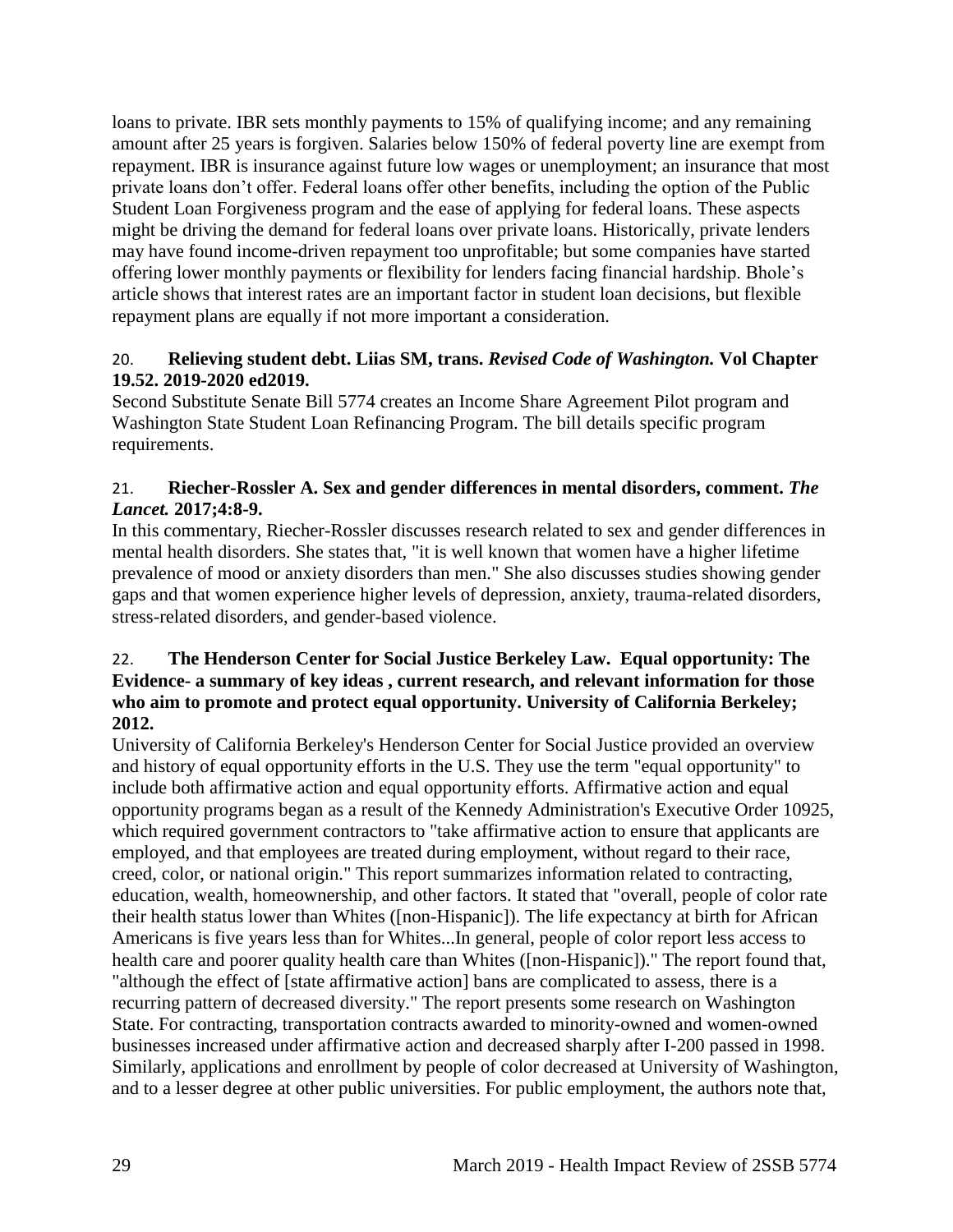loans to private. IBR sets monthly payments to 15% of qualifying income; and any remaining amount after 25 years is forgiven. Salaries below 150% of federal poverty line are exempt from repayment. IBR is insurance against future low wages or unemployment; an insurance that most private loans don't offer. Federal loans offer other benefits, including the option of the Public Student Loan Forgiveness program and the ease of applying for federal loans. These aspects might be driving the demand for federal loans over private loans. Historically, private lenders may have found income-driven repayment too unprofitable; but some companies have started offering lower monthly payments or flexibility for lenders facing financial hardship. Bhole's article shows that interest rates are an important factor in student loan decisions, but flexible repayment plans are equally if not more important a consideration.

20. **Relieving student debt. Liias SM, trans. *Revised Code of Washington.* Vol Chapter 19.52. 2019-2020 ed2019.**

Second Substitute Senate Bill 5774 creates an Income Share Agreement Pilot program and Washington State Student Loan Refinancing Program. The bill details specific program requirements.

21. **Riecher-Rossler A. Sex and gender differences in mental disorders, comment. *The Lancet.* 2017;4:8-9.**

In this commentary, Riecher-Rossler discusses research related to sex and gender differences in mental health disorders. She states that, "it is well known that women have a higher lifetime prevalence of mood or anxiety disorders than men." She also discusses studies showing gender gaps and that women experience higher levels of depression, anxiety, trauma-related disorders, stress-related disorders, and gender-based violence.

22. **The Henderson Center for Social Justice Berkeley Law. Equal opportunity: The Evidence- a summary of key ideas , current research, and relevant information for those who aim to promote and protect equal opportunity. University of California Berkeley; 2012.**

University of California Berkeley's Henderson Center for Social Justice provided an overview and history of equal opportunity efforts in the U.S. They use the term "equal opportunity" to include both affirmative action and equal opportunity efforts. Affirmative action and equal opportunity programs began as a result of the Kennedy Administration's Executive Order 10925, which required government contractors to "take affirmative action to ensure that applicants are employed, and that employees are treated during employment, without regard to their race, creed, color, or national origin." This report summarizes information related to contracting, education, wealth, homeownership, and other factors. It stated that "overall, people of color rate their health status lower than Whites ([non-Hispanic]). The life expectancy at birth for African Americans is five years less than for Whites...In general, people of color report less access to health care and poorer quality health care than Whites ([non-Hispanic])." The report found that, "although the effect of [state affirmative action] bans are complicated to assess, there is a recurring pattern of decreased diversity." The report presents some research on Washington State. For contracting, transportation contracts awarded to minority-owned and women-owned businesses increased under affirmative action and decreased sharply after I-200 passed in 1998. Similarly, applications and enrollment by people of color decreased at University of Washington, and to a lesser degree at other public universities. For public employment, the authors note that,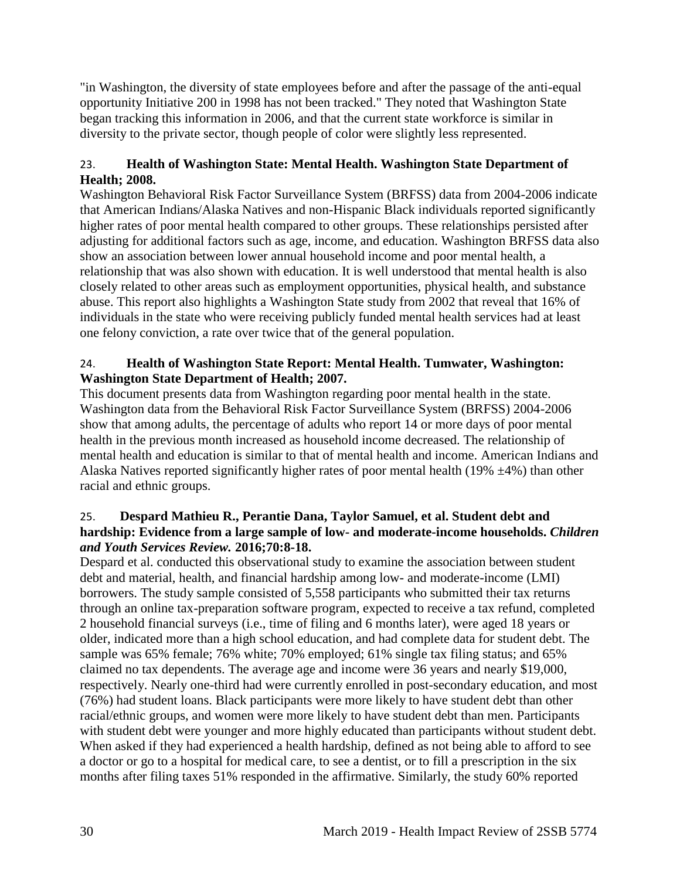"in Washington, the diversity of state employees before and after the passage of the anti-equal opportunity Initiative 200 in 1998 has not been tracked." They noted that Washington State began tracking this information in 2006, and that the current state workforce is similar in diversity to the private sector, though people of color were slightly less represented.

23. **Health of Washington State: Mental Health. Washington State Department of Health; 2008.**

Washington Behavioral Risk Factor Surveillance System (BRFSS) data from 2004-2006 indicate that American Indians/Alaska Natives and non-Hispanic Black individuals reported significantly higher rates of poor mental health compared to other groups. These relationships persisted after adjusting for additional factors such as age, income, and education. Washington BRFSS data also show an association between lower annual household income and poor mental health, a relationship that was also shown with education. It is well understood that mental health is also closely related to other areas such as employment opportunities, physical health, and substance abuse. This report also highlights a Washington State study from 2002 that reveal that 16% of individuals in the state who were receiving publicly funded mental health services had at least one felony conviction, a rate over twice that of the general population.

24. **Health of Washington State Report: Mental Health. Tumwater, Washington: Washington State Department of Health; 2007.**

This document presents data from Washington regarding poor mental health in the state. Washington data from the Behavioral Risk Factor Surveillance System (BRFSS) 2004-2006 show that among adults, the percentage of adults who report 14 or more days of poor mental health in the previous month increased as household income decreased. The relationship of mental health and education is similar to that of mental health and income. American Indians and Alaska Natives reported significantly higher rates of poor mental health (19% ±4%) than other racial and ethnic groups.

25. **Despard Mathieu R., Perantie Dana, Taylor Samuel, et al. Student debt and hardship: Evidence from a large sample of low- and moderate-income households. *Children and Youth Services Review.* 2016;70:8-18.**

Despard et al. conducted this observational study to examine the association between student debt and material, health, and financial hardship among low- and moderate-income (LMI) borrowers. The study sample consisted of 5,558 participants who submitted their tax returns through an online tax-preparation software program, expected to receive a tax refund, completed 2 household financial surveys (i.e., time of filing and 6 months later), were aged 18 years or older, indicated more than a high school education, and had complete data for student debt. The sample was 65% female; 76% white; 70% employed; 61% single tax filing status; and 65% claimed no tax dependents. The average age and income were 36 years and nearly $19,000, respectively. Nearly one-third had were currently enrolled in post-secondary education, and most (76%) had student loans. Black participants were more likely to have student debt than other racial/ethnic groups, and women were more likely to have student debt than men. Participants with student debt were younger and more highly educated than participants without student debt. When asked if they had experienced a health hardship, defined as not being able to afford to see a doctor or go to a hospital for medical care, to see a dentist, or to fill a prescription in the six months after filing taxes 51% responded in the affirmative. Similarly, the study 60% reported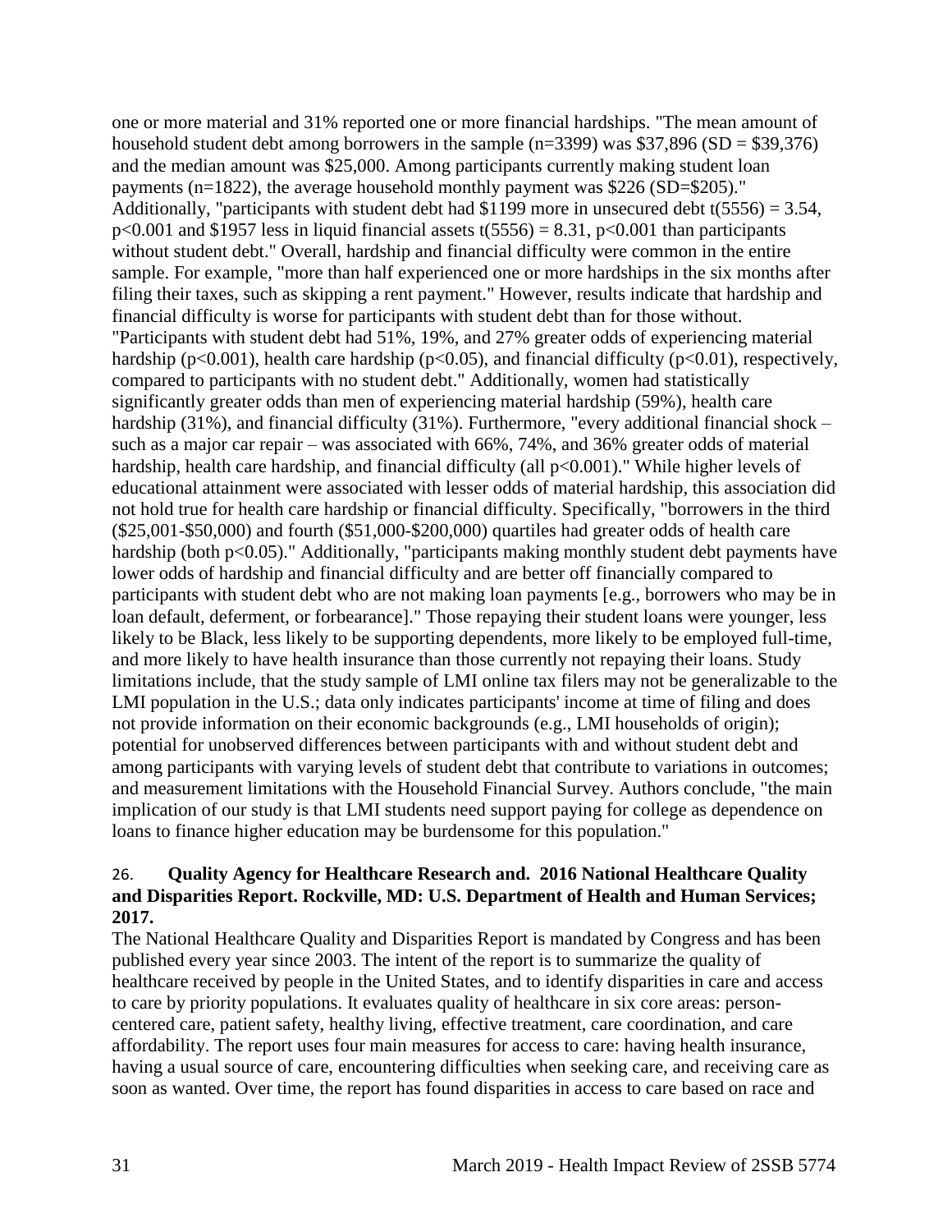one or more material and 31% reported one or more financial hardships. "The mean amount of household student debt among borrowers in the sample (n=3399) was \$37,896 (SD = \$39,376) and the median amount was \$25,000. Among participants currently making student loan payments (n=1822), the average household monthly payment was \$226 (SD=\$205)." Additionally, "participants with student debt had \$1199 more in unsecured debt $t(5556) = 3.54$, $p<0.001$ and \$1957 less in liquid financial assets $t(5556) = 8.31$, $p<0.001$ than participants without student debt." Overall, hardship and financial difficulty were common in the entire sample. For example, "more than half experienced one or more hardships in the six months after filing their taxes, such as skipping a rent payment." However, results indicate that hardship and financial difficulty is worse for participants with student debt than for those without. "Participants with student debt had 51%, 19%, and 27% greater odds of experiencing material hardship ($p<0.001$), health care hardship ($p<0.05$), and financial difficulty ($p<0.01$), respectively, compared to participants with no student debt." Additionally, women had statistically significantly greater odds than men of experiencing material hardship (59%), health care hardship (31%), and financial difficulty (31%). Furthermore, "every additional financial shock – such as a major car repair – was associated with 66%, 74%, and 36% greater odds of material hardship, health care hardship, and financial difficulty (all $p<0.001$)." While higher levels of educational attainment were associated with lesser odds of material hardship, this association did not hold true for health care hardship or financial difficulty. Specifically, "borrowers in the third (\$25,001-\$50,000) and fourth (\$51,000-\$200,000) quartiles had greater odds of health care hardship (both $p<0.05$)." Additionally, "participants making monthly student debt payments have lower odds of hardship and financial difficulty and are better off financially compared to participants with student debt who are not making loan payments [e.g., borrowers who may be in loan default, deferment, or forbearance]." Those repaying their student loans were younger, less likely to be Black, less likely to be supporting dependents, more likely to be employed full-time, and more likely to have health insurance than those currently not repaying their loans. Study limitations include, that the study sample of LMI online tax filers may not be generalizable to the LMI population in the U.S.; data only indicates participants' income at time of filing and does not provide information on their economic backgrounds (e.g., LMI households of origin); potential for unobserved differences between participants with and without student debt and among participants with varying levels of student debt that contribute to variations in outcomes; and measurement limitations with the Household Financial Survey. Authors conclude, "the main implication of our study is that LMI students need support paying for college as dependence on loans to finance higher education may be burdensome for this population."

26. **Quality Agency for Healthcare Research and. 2016 National Healthcare Quality and Disparities Report. Rockville, MD: U.S. Department of Health and Human Services; 2017.**

The National Healthcare Quality and Disparities Report is mandated by Congress and has been published every year since 2003. The intent of the report is to summarize the quality of healthcare received by people in the United States, and to identify disparities in care and access to care by priority populations. It evaluates quality of healthcare in six core areas: person-centered care, patient safety, healthy living, effective treatment, care coordination, and care affordability. The report uses four main measures for access to care: having health insurance, having a usual source of care, encountering difficulties when seeking care, and receiving care as soon as wanted. Over time, the report has found disparities in access to care based on race and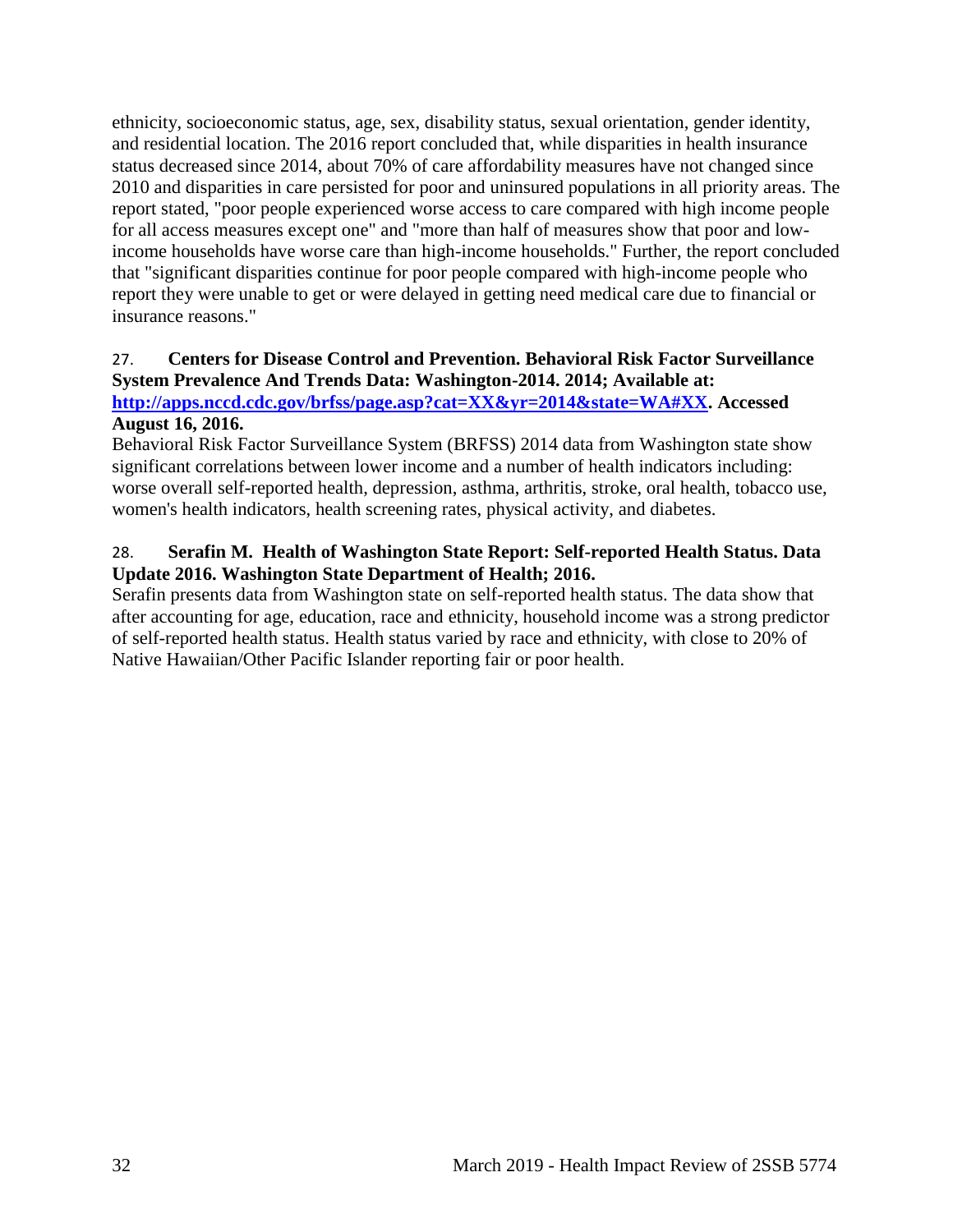ethnicity, socioeconomic status, age, sex, disability status, sexual orientation, gender identity, and residential location. The 2016 report concluded that, while disparities in health insurance status decreased since 2014, about 70% of care affordability measures have not changed since 2010 and disparities in care persisted for poor and uninsured populations in all priority areas. The report stated, "poor people experienced worse access to care compared with high income people for all access measures except one" and "more than half of measures show that poor and low-income households have worse care than high-income households." Further, the report concluded that "significant disparities continue for poor people compared with high-income people who report they were unable to get or were delayed in getting need medical care due to financial or insurance reasons."

27. **Centers for Disease Control and Prevention. Behavioral Risk Factor Surveillance System Prevalence And Trends Data: Washington-2014. 2014; Available at: [http://apps.nccd.cdc.gov/brfss/page.asp?cat=XX&yr=2014&state=WA#XX](http://apps.nccd.cdc.gov/brfss/page.asp?cat=XX&yr=2014&state=WA#XX). Accessed August 16, 2016.**

Behavioral Risk Factor Surveillance System (BRFSS) 2014 data from Washington state show significant correlations between lower income and a number of health indicators including: worse overall self-reported health, depression, asthma, arthritis, stroke, oral health, tobacco use, women's health indicators, health screening rates, physical activity, and diabetes.

28. **Serafin M. Health of Washington State Report: Self-reported Health Status. Data Update 2016. Washington State Department of Health; 2016.**

Serafin presents data from Washington state on self-reported health status. The data show that after accounting for age, education, race and ethnicity, household income was a strong predictor of self-reported health status. Health status varied by race and ethnicity, with close to 20% of Native Hawaiian/Other Pacific Islander reporting fair or poor health.